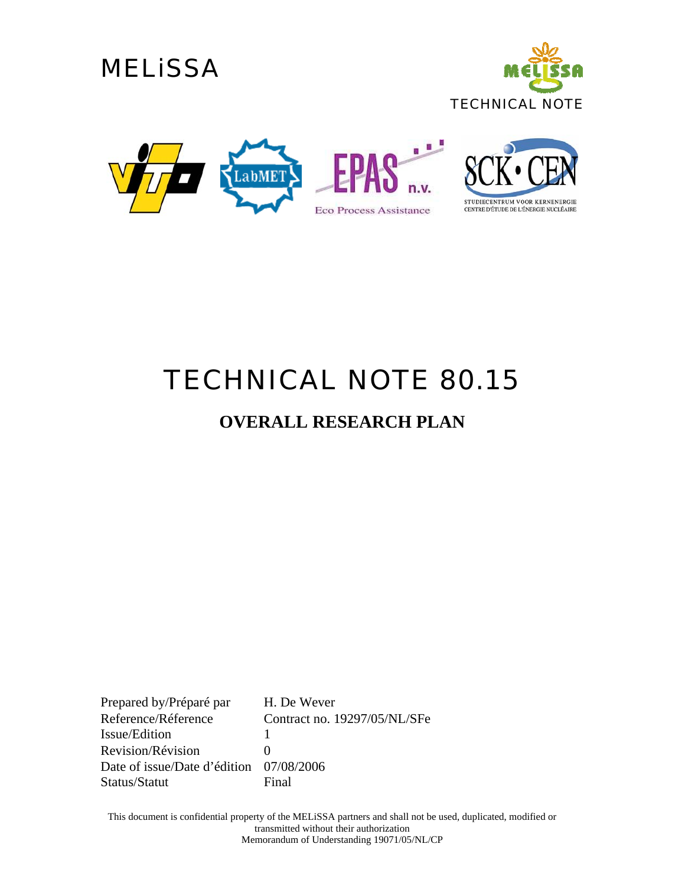MELiSSA

TECHNICAL NOTE

# TECHNICAL NOTE 80.15

## OVERALL RESEARCH PLAN

| | |
|---|---|
| Prepared by/Préparé par | H. De Wever |
| Reference/Réference | Contract no. 19297/05/NL/SFe |
| Issue/Edition | 1 |
| Revision/Révision | 0 |
| Date of issue/Date d'édition | 07/08/2006 |
| Status/Statut | Final |

This document is confidential property of the MELiSSA partners and shall not be used, duplicated, modified or transmitted without their authorization
Memorandum of Understanding 19071/05/NL/CP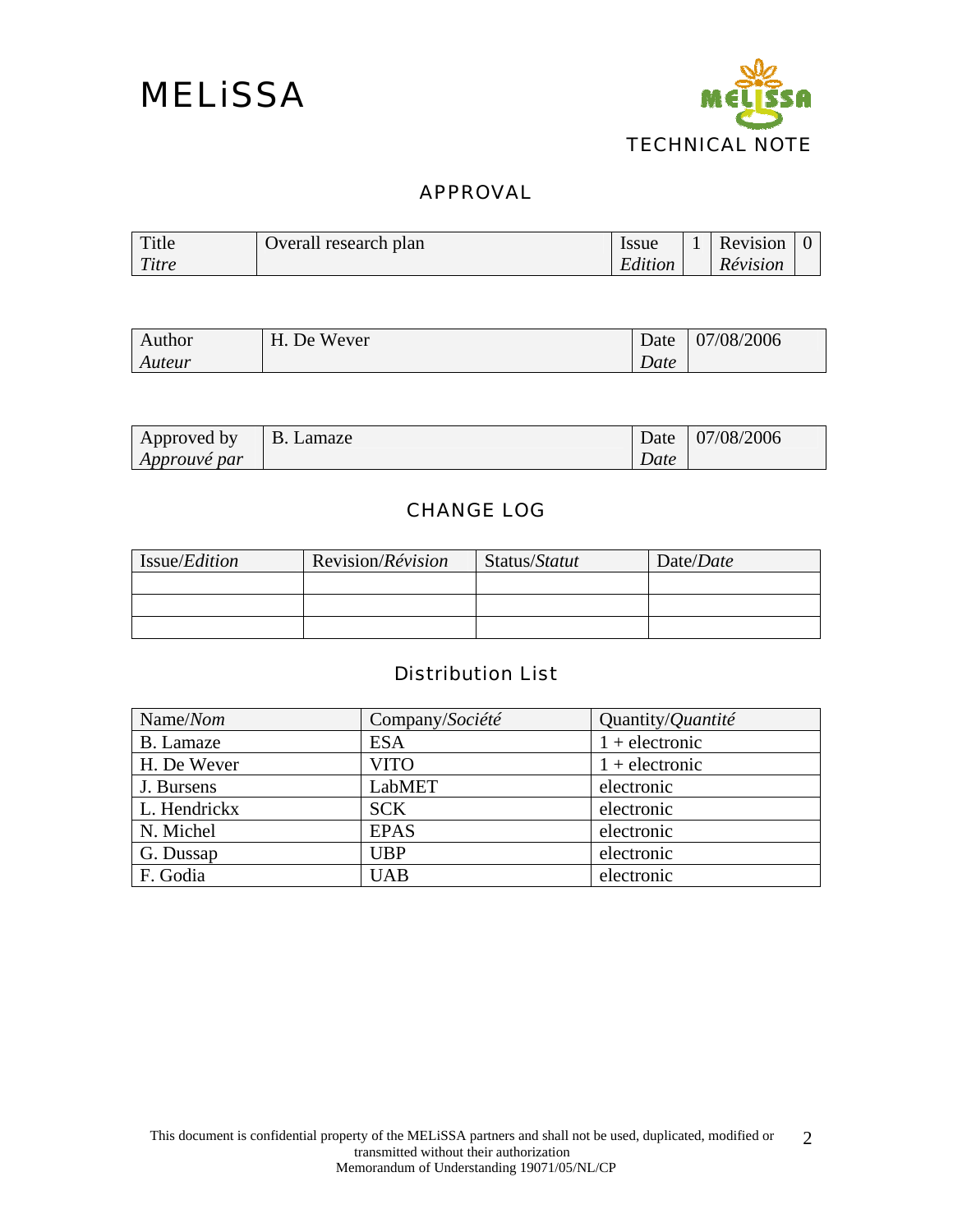MELiSSA

TECHNICAL NOTE

## APPROVAL

| Title *Titre* | Overall research plan | Issue *Edition* | 1 | Revision *Révision* | 0 |
|---|---|---|---|---|---|

| Author *Auteur* | H. De Wever | Date *Date* | 07/08/2006 |
|---|---|---|---|

| Approved by *Approuvé par* | B. Lamaze | Date *Date* | 07/08/2006 |
|---|---|---|---|

## CHANGE LOG

| Issue/*Edition* | Revision/*Révision* | Status/*Statut* | Date/*Date* |
|---|---|---|---|
| | | | |
| | | | |
| | | | |

## Distribution List

| Name/*Nom* | Company/*Société* | Quantity/*Quantité* |
|---|---|---|
| B. Lamaze | ESA | 1 + electronic |
| H. De Wever | VITO | 1 + electronic |
| J. Bursens | LabMET | electronic |
| L. Hendrickx | SCK | electronic |
| N. Michel | EPAS | electronic |
| G. Dussap | UBP | electronic |
| F. Godia | UAB | electronic |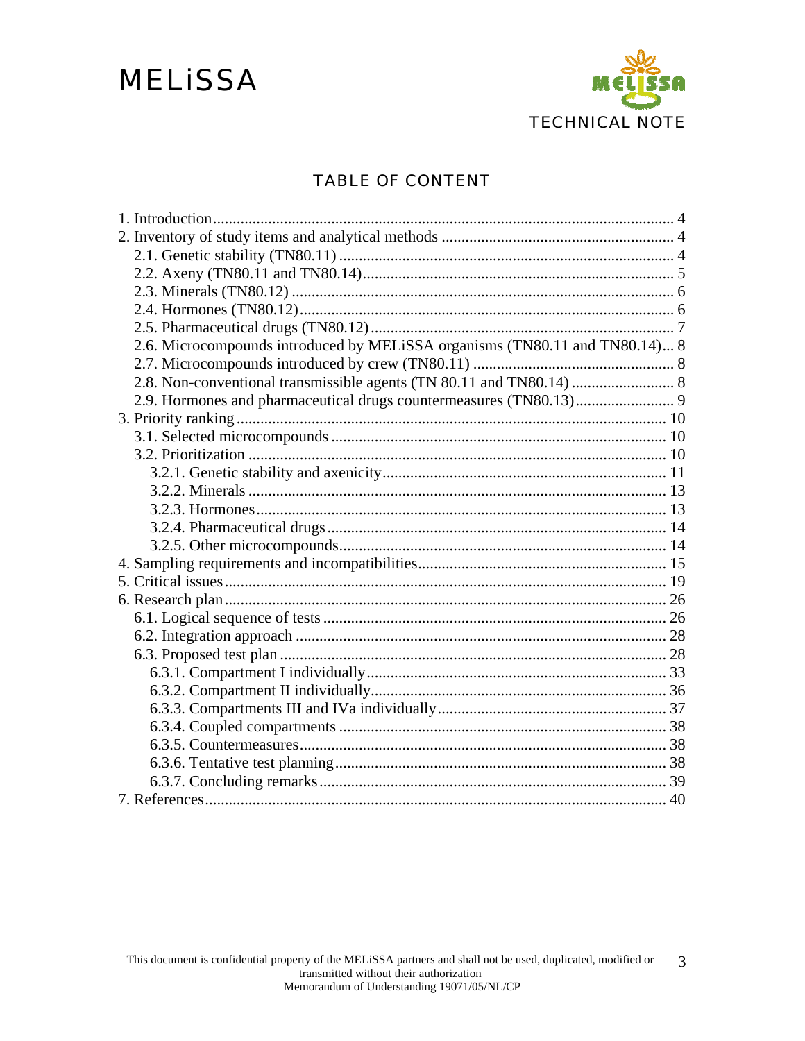# TABLE OF CONTENT

1. Introduction .................................................................................................... 4
2. Inventory of study items and analytical methods .......................................... 4
   - 2.1. Genetic stability (TN80.11) ................................................................... 4
   - 2.2. Axeny (TN80.11 and TN80.14) ............................................................. 5
   - 2.3. Minerals (TN80.12) ............................................................................... 6
   - 2.4. Hormones (TN80.12) ............................................................................. 6
   - 2.5. Pharmaceutical drugs (TN80.12) ........................................................... 7
   - 2.6. Microcompounds introduced by MELiSSA organisms (TN80.11 and TN80.14) ... 8
   - 2.7. Microcompounds introduced by crew (TN80.11) .................................. 8
   - 2.8. Non-conventional transmissible agents (TN 80.11 and TN80.14) ......................... 8
   - 2.9. Hormones and pharmaceutical drugs countermeasures (TN80.13) ........................ 9
3. Priority ranking ........................................................................................... 10
   - 3.1. Selected microcompounds .................................................................... 10
   - 3.2. Prioritization ........................................................................................ 10
     - 3.2.1. Genetic stability and axenicity ....................................................... 11
     - 3.2.2. Minerals ......................................................................................... 13
     - 3.2.3. Hormones ....................................................................................... 13
     - 3.2.4. Pharmaceutical drugs ..................................................................... 14
     - 3.2.5. Other microcompounds .................................................................. 14
4. Sampling requirements and incompatibilities .............................................. 15
5. Critical issues .............................................................................................. 19
6. Research plan .............................................................................................. 26
   - 6.1. Logical sequence of tests ...................................................................... 26
   - 6.2. Integration approach ............................................................................. 28
   - 6.3. Proposed test plan ................................................................................. 28
     - 6.3.1. Compartment I individually ........................................................... 33
     - 6.3.2. Compartment II individually .......................................................... 36
     - 6.3.3. Compartments III and IVa individually .......................................... 37
     - 6.3.4. Coupled compartments .................................................................. 38
     - 6.3.5. Countermeasures ............................................................................ 38
     - 6.3.6. Tentative test planning ................................................................... 38
     - 6.3.7. Concluding remarks ....................................................................... 39
7. References .................................................................................................... 40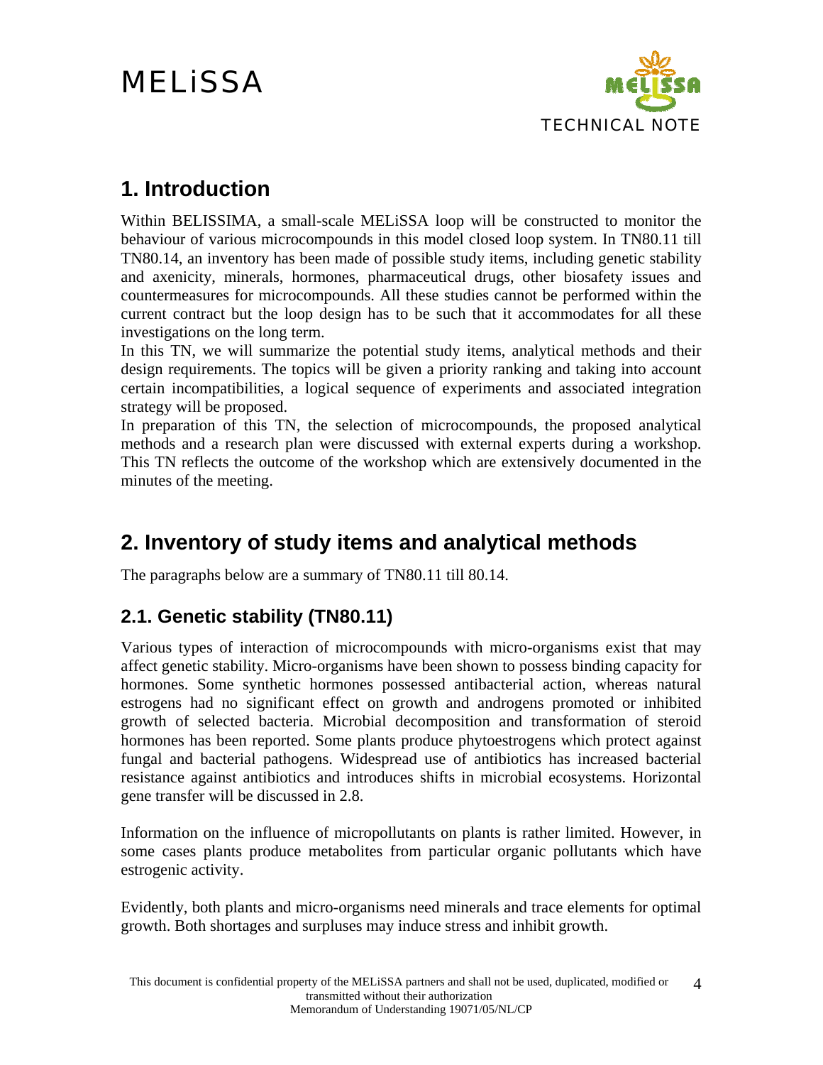# 1. Introduction

Within BELISSIMA, a small-scale MELiSSA loop will be constructed to monitor the behaviour of various microcompounds in this model closed loop system. In TN80.11 till TN80.14, an inventory has been made of possible study items, including genetic stability and axenicity, minerals, hormones, pharmaceutical drugs, other biosafety issues and countermeasures for microcompounds. All these studies cannot be performed within the current contract but the loop design has to be such that it accommodates for all these investigations on the long term.

In this TN, we will summarize the potential study items, analytical methods and their design requirements. The topics will be given a priority ranking and taking into account certain incompatibilities, a logical sequence of experiments and associated integration strategy will be proposed.

In preparation of this TN, the selection of microcompounds, the proposed analytical methods and a research plan were discussed with external experts during a workshop. This TN reflects the outcome of the workshop which are extensively documented in the minutes of the meeting.

# 2. Inventory of study items and analytical methods

The paragraphs below are a summary of TN80.11 till 80.14.

## 2.1. Genetic stability (TN80.11)

Various types of interaction of microcompounds with micro-organisms exist that may affect genetic stability. Micro-organisms have been shown to possess binding capacity for hormones. Some synthetic hormones possessed antibacterial action, whereas natural estrogens had no significant effect on growth and androgens promoted or inhibited growth of selected bacteria. Microbial decomposition and transformation of steroid hormones has been reported. Some plants produce phytoestrogens which protect against fungal and bacterial pathogens. Widespread use of antibiotics has increased bacterial resistance against antibiotics and introduces shifts in microbial ecosystems. Horizontal gene transfer will be discussed in 2.8.

Information on the influence of micropollutants on plants is rather limited. However, in some cases plants produce metabolites from particular organic pollutants which have estrogenic activity.

Evidently, both plants and micro-organisms need minerals and trace elements for optimal growth. Both shortages and surpluses may induce stress and inhibit growth.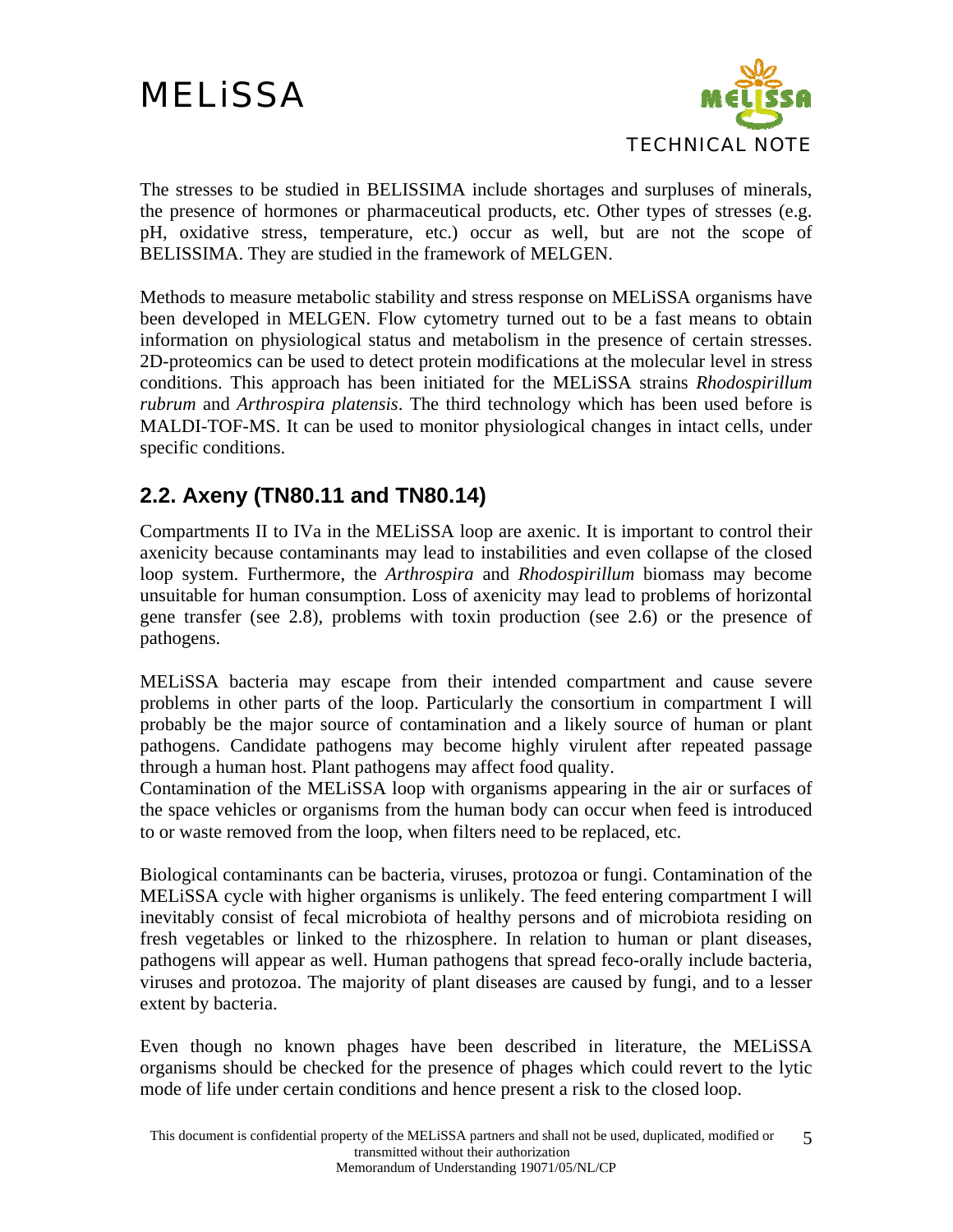The stresses to be studied in BELISSIMA include shortages and surpluses of minerals, the presence of hormones or pharmaceutical products, etc. Other types of stresses (e.g. pH, oxidative stress, temperature, etc.) occur as well, but are not the scope of BELISSIMA. They are studied in the framework of MELGEN.

Methods to measure metabolic stability and stress response on MELiSSA organisms have been developed in MELGEN. Flow cytometry turned out to be a fast means to obtain information on physiological status and metabolism in the presence of certain stresses. 2D-proteomics can be used to detect protein modifications at the molecular level in stress conditions. This approach has been initiated for the MELiSSA strains *Rhodospirillum rubrum* and *Arthrospira platensis*. The third technology which has been used before is MALDI-TOF-MS. It can be used to monitor physiological changes in intact cells, under specific conditions.

## 2.2. Axeny (TN80.11 and TN80.14)

Compartments II to IVa in the MELiSSA loop are axenic. It is important to control their axenicity because contaminants may lead to instabilities and even collapse of the closed loop system. Furthermore, the *Arthrospira* and *Rhodospirillum* biomass may become unsuitable for human consumption. Loss of axenicity may lead to problems of horizontal gene transfer (see 2.8), problems with toxin production (see 2.6) or the presence of pathogens.

MELiSSA bacteria may escape from their intended compartment and cause severe problems in other parts of the loop. Particularly the consortium in compartment I will probably be the major source of contamination and a likely source of human or plant pathogens. Candidate pathogens may become highly virulent after repeated passage through a human host. Plant pathogens may affect food quality.
Contamination of the MELiSSA loop with organisms appearing in the air or surfaces of the space vehicles or organisms from the human body can occur when feed is introduced to or waste removed from the loop, when filters need to be replaced, etc.

Biological contaminants can be bacteria, viruses, protozoa or fungi. Contamination of the MELiSSA cycle with higher organisms is unlikely. The feed entering compartment I will inevitably consist of fecal microbiota of healthy persons and of microbiota residing on fresh vegetables or linked to the rhizosphere. In relation to human or plant diseases, pathogens will appear as well. Human pathogens that spread feco-orally include bacteria, viruses and protozoa. The majority of plant diseases are caused by fungi, and to a lesser extent by bacteria.

Even though no known phages have been described in literature, the MELiSSA organisms should be checked for the presence of phages which could revert to the lytic mode of life under certain conditions and hence present a risk to the closed loop.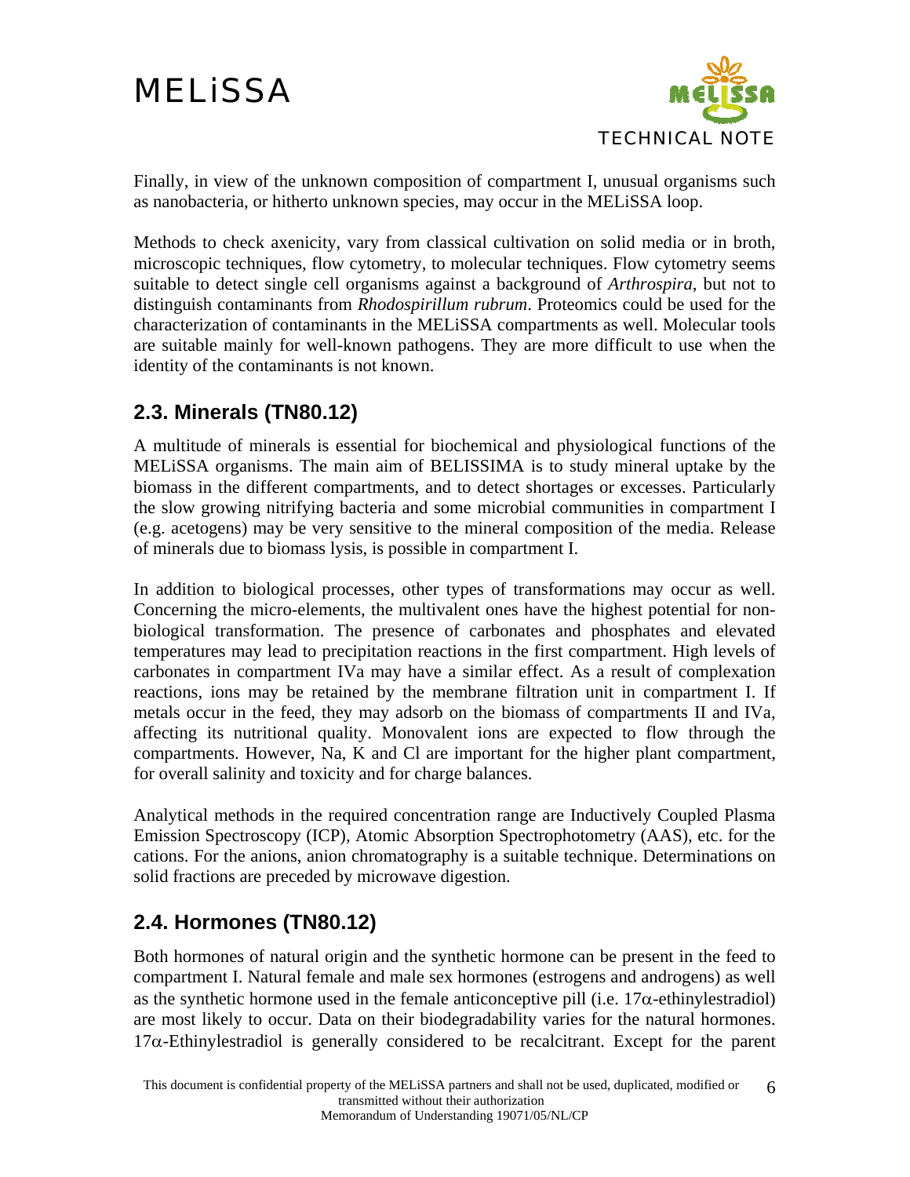Finally, in view of the unknown composition of compartment I, unusual organisms such as nanobacteria, or hitherto unknown species, may occur in the MELiSSA loop.

Methods to check axenicity, vary from classical cultivation on solid media or in broth, microscopic techniques, flow cytometry, to molecular techniques. Flow cytometry seems suitable to detect single cell organisms against a background of *Arthrospira*, but not to distinguish contaminants from *Rhodospirillum rubrum*. Proteomics could be used for the characterization of contaminants in the MELiSSA compartments as well. Molecular tools are suitable mainly for well-known pathogens. They are more difficult to use when the identity of the contaminants is not known.

## 2.3. Minerals (TN80.12)

A multitude of minerals is essential for biochemical and physiological functions of the MELiSSA organisms. The main aim of BELISSIMA is to study mineral uptake by the biomass in the different compartments, and to detect shortages or excesses. Particularly the slow growing nitrifying bacteria and some microbial communities in compartment I (e.g. acetogens) may be very sensitive to the mineral composition of the media. Release of minerals due to biomass lysis, is possible in compartment I.

In addition to biological processes, other types of transformations may occur as well. Concerning the micro-elements, the multivalent ones have the highest potential for non-biological transformation. The presence of carbonates and phosphates and elevated temperatures may lead to precipitation reactions in the first compartment. High levels of carbonates in compartment IVa may have a similar effect. As a result of complexation reactions, ions may be retained by the membrane filtration unit in compartment I. If metals occur in the feed, they may adsorb on the biomass of compartments II and IVa, affecting its nutritional quality. Monovalent ions are expected to flow through the compartments. However, Na, K and Cl are important for the higher plant compartment, for overall salinity and toxicity and for charge balances.

Analytical methods in the required concentration range are Inductively Coupled Plasma Emission Spectroscopy (ICP), Atomic Absorption Spectrophotometry (AAS), etc. for the cations. For the anions, anion chromatography is a suitable technique. Determinations on solid fractions are preceded by microwave digestion.

## 2.4. Hormones (TN80.12)

Both hormones of natural origin and the synthetic hormone can be present in the feed to compartment I. Natural female and male sex hormones (estrogens and androgens) as well as the synthetic hormone used in the female anticonceptive pill (i.e. 17$\alpha$-ethinylestradiol) are most likely to occur. Data on their biodegradability varies for the natural hormones. 17$\alpha$-Ethinylestradiol is generally considered to be recalcitrant. Except for the parent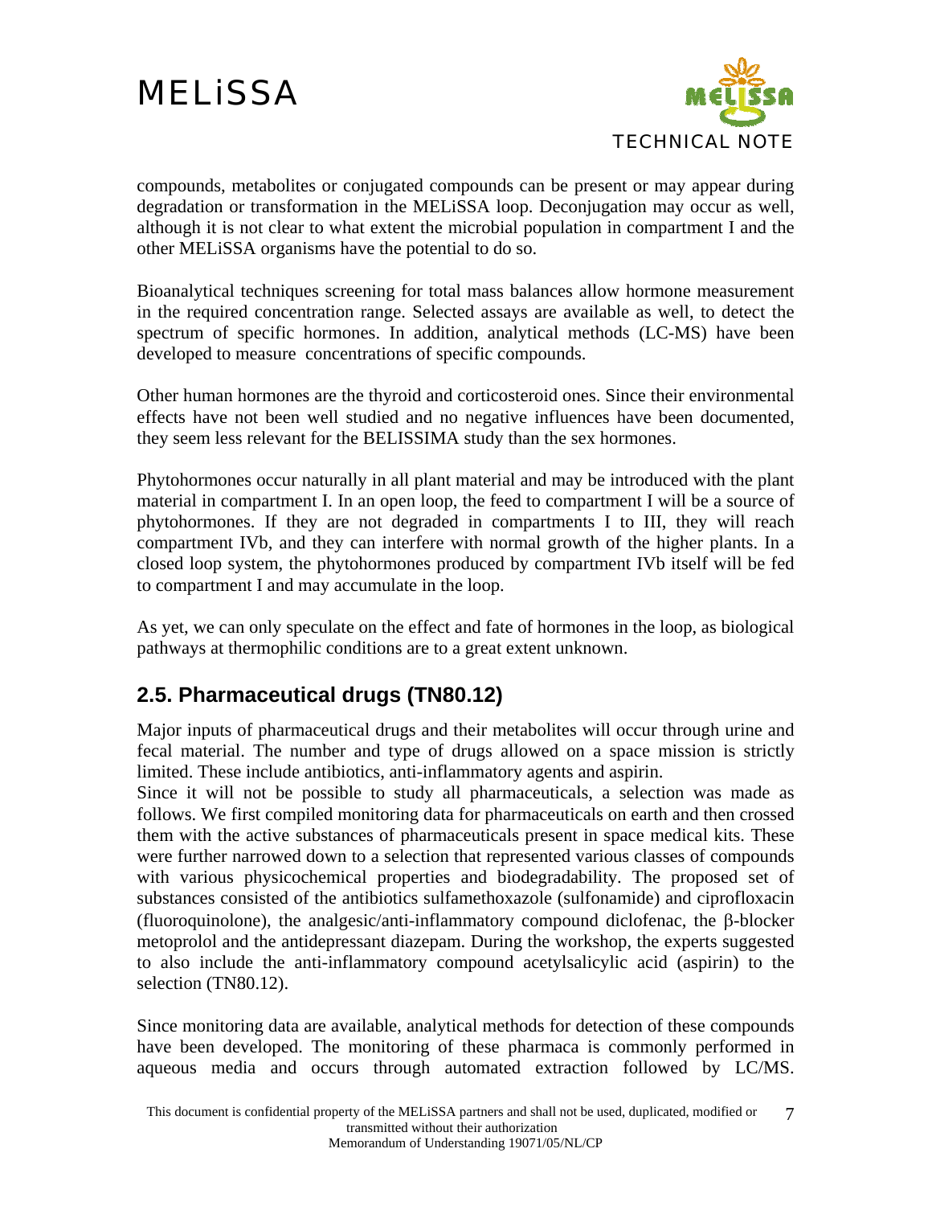compounds, metabolites or conjugated compounds can be present or may appear during degradation or transformation in the MELiSSA loop. Deconjugation may occur as well, although it is not clear to what extent the microbial population in compartment I and the other MELiSSA organisms have the potential to do so.

Bioanalytical techniques screening for total mass balances allow hormone measurement in the required concentration range. Selected assays are available as well, to detect the spectrum of specific hormones. In addition, analytical methods (LC-MS) have been developed to measure concentrations of specific compounds.

Other human hormones are the thyroid and corticosteroid ones. Since their environmental effects have not been well studied and no negative influences have been documented, they seem less relevant for the BELISSIMA study than the sex hormones.

Phytohormones occur naturally in all plant material and may be introduced with the plant material in compartment I. In an open loop, the feed to compartment I will be a source of phytohormones. If they are not degraded in compartments I to III, they will reach compartment IVb, and they can interfere with normal growth of the higher plants. In a closed loop system, the phytohormones produced by compartment IVb itself will be fed to compartment I and may accumulate in the loop.

As yet, we can only speculate on the effect and fate of hormones in the loop, as biological pathways at thermophilic conditions are to a great extent unknown.

## 2.5. Pharmaceutical drugs (TN80.12)

Major inputs of pharmaceutical drugs and their metabolites will occur through urine and fecal material. The number and type of drugs allowed on a space mission is strictly limited. These include antibiotics, anti-inflammatory agents and aspirin.
Since it will not be possible to study all pharmaceuticals, a selection was made as follows. We first compiled monitoring data for pharmaceuticals on earth and then crossed them with the active substances of pharmaceuticals present in space medical kits. These were further narrowed down to a selection that represented various classes of compounds with various physicochemical properties and biodegradability. The proposed set of substances consisted of the antibiotics sulfamethoxazole (sulfonamide) and ciprofloxacin (fluoroquinolone), the analgesic/anti-inflammatory compound diclofenac, the β-blocker metoprolol and the antidepressant diazepam. During the workshop, the experts suggested to also include the anti-inflammatory compound acetylsalicylic acid (aspirin) to the selection (TN80.12).

Since monitoring data are available, analytical methods for detection of these compounds have been developed. The monitoring of these pharmaca is commonly performed in aqueous media and occurs through automated extraction followed by LC/MS.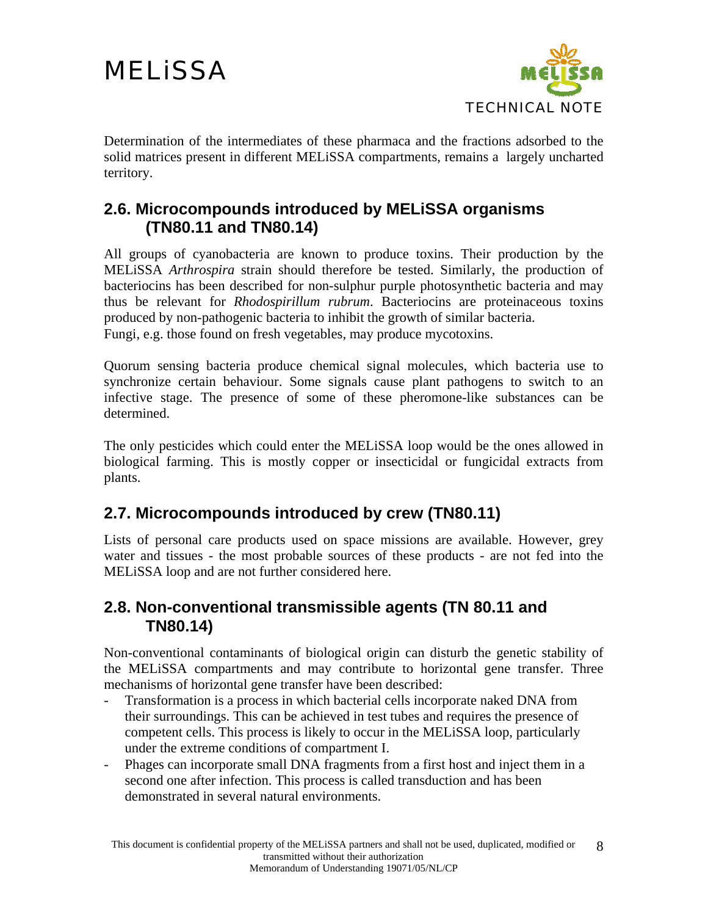Determination of the intermediates of these pharmaca and the fractions adsorbed to the solid matrices present in different MELiSSA compartments, remains a largely uncharted territory.

## 2.6. Microcompounds introduced by MELiSSA organisms (TN80.11 and TN80.14)

All groups of cyanobacteria are known to produce toxins. Their production by the MELiSSA *Arthrospira* strain should therefore be tested. Similarly, the production of bacteriocins has been described for non-sulphur purple photosynthetic bacteria and may thus be relevant for *Rhodospirillum rubrum*. Bacteriocins are proteinaceous toxins produced by non-pathogenic bacteria to inhibit the growth of similar bacteria.
Fungi, e.g. those found on fresh vegetables, may produce mycotoxins.

Quorum sensing bacteria produce chemical signal molecules, which bacteria use to synchronize certain behaviour. Some signals cause plant pathogens to switch to an infective stage. The presence of some of these pheromone-like substances can be determined.

The only pesticides which could enter the MELiSSA loop would be the ones allowed in biological farming. This is mostly copper or insecticidal or fungicidal extracts from plants.

## 2.7. Microcompounds introduced by crew (TN80.11)

Lists of personal care products used on space missions are available. However, grey water and tissues - the most probable sources of these products - are not fed into the MELiSSA loop and are not further considered here.

## 2.8. Non-conventional transmissible agents (TN 80.11 and TN80.14)

Non-conventional contaminants of biological origin can disturb the genetic stability of the MELiSSA compartments and may contribute to horizontal gene transfer. Three mechanisms of horizontal gene transfer have been described:

- Transformation is a process in which bacterial cells incorporate naked DNA from their surroundings. This can be achieved in test tubes and requires the presence of competent cells. This process is likely to occur in the MELiSSA loop, particularly under the extreme conditions of compartment I.
- Phages can incorporate small DNA fragments from a first host and inject them in a second one after infection. This process is called transduction and has been demonstrated in several natural environments.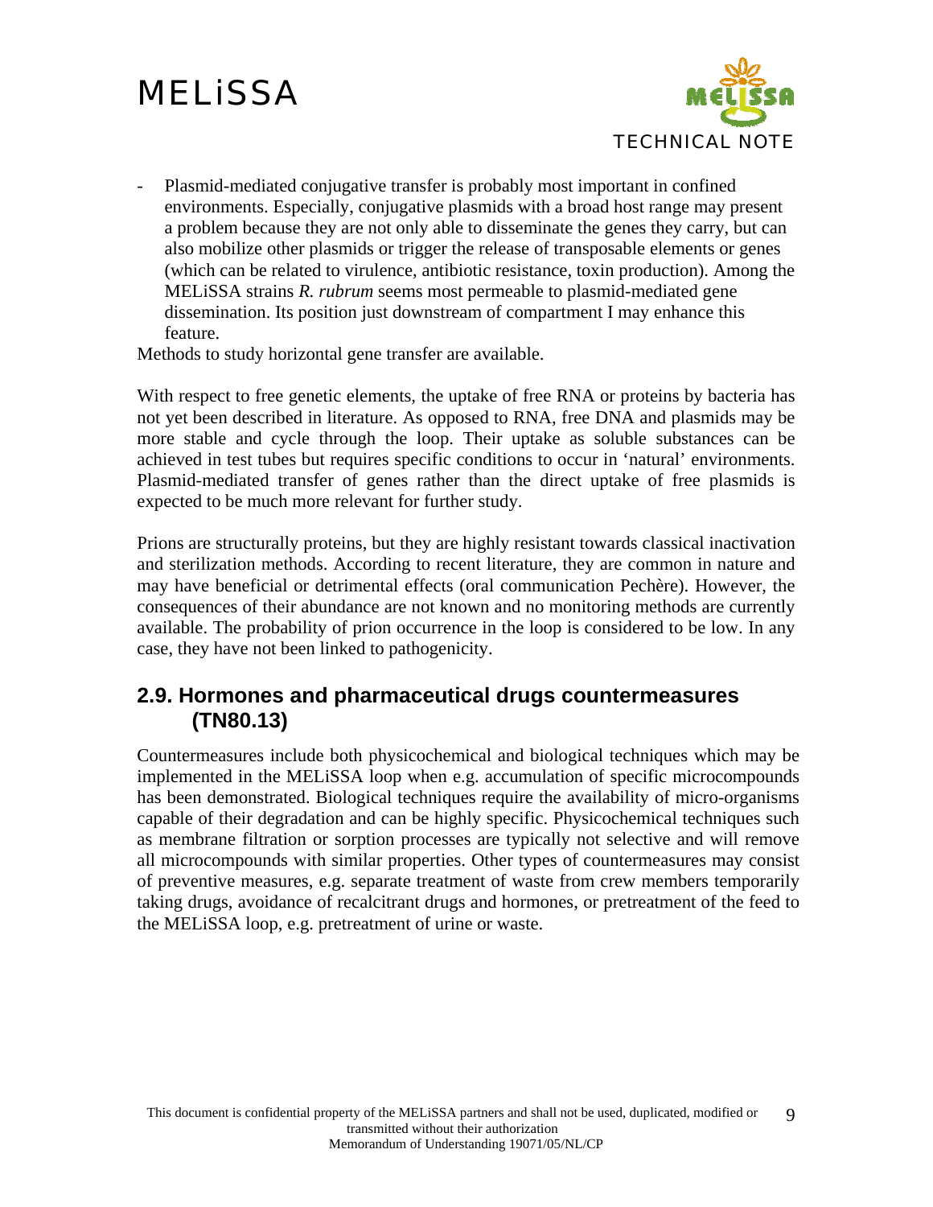- Plasmid-mediated conjugative transfer is probably most important in confined environments. Especially, conjugative plasmids with a broad host range may present a problem because they are not only able to disseminate the genes they carry, but can also mobilize other plasmids or trigger the release of transposable elements or genes (which can be related to virulence, antibiotic resistance, toxin production). Among the MELiSSA strains *R. rubrum* seems most permeable to plasmid-mediated gene dissemination. Its position just downstream of compartment I may enhance this feature.

Methods to study horizontal gene transfer are available.

With respect to free genetic elements, the uptake of free RNA or proteins by bacteria has not yet been described in literature. As opposed to RNA, free DNA and plasmids may be more stable and cycle through the loop. Their uptake as soluble substances can be achieved in test tubes but requires specific conditions to occur in 'natural' environments. Plasmid-mediated transfer of genes rather than the direct uptake of free plasmids is expected to be much more relevant for further study.

Prions are structurally proteins, but they are highly resistant towards classical inactivation and sterilization methods. According to recent literature, they are common in nature and may have beneficial or detrimental effects (oral communication Pechère). However, the consequences of their abundance are not known and no monitoring methods are currently available. The probability of prion occurrence in the loop is considered to be low. In any case, they have not been linked to pathogenicity.

## 2.9. Hormones and pharmaceutical drugs countermeasures (TN80.13)

Countermeasures include both physicochemical and biological techniques which may be implemented in the MELiSSA loop when e.g. accumulation of specific microcompounds has been demonstrated. Biological techniques require the availability of micro-organisms capable of their degradation and can be highly specific. Physicochemical techniques such as membrane filtration or sorption processes are typically not selective and will remove all microcompounds with similar properties. Other types of countermeasures may consist of preventive measures, e.g. separate treatment of waste from crew members temporarily taking drugs, avoidance of recalcitrant drugs and hormones, or pretreatment of the feed to the MELiSSA loop, e.g. pretreatment of urine or waste.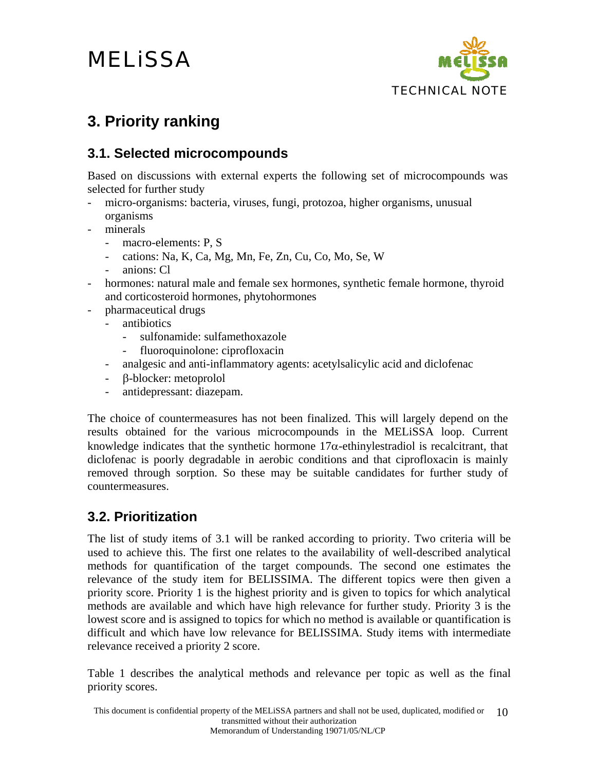# 3. Priority ranking

## 3.1. Selected microcompounds

Based on discussions with external experts the following set of microcompounds was selected for further study

- micro-organisms: bacteria, viruses, fungi, protozoa, higher organisms, unusual organisms
- minerals
    - macro-elements: P, S
    - cations: Na, K, Ca, Mg, Mn, Fe, Zn, Cu, Co, Mo, Se, W
    - anions: Cl
- hormones: natural male and female sex hormones, synthetic female hormone, thyroid and corticosteroid hormones, phytohormones
- pharmaceutical drugs
    - antibiotics
        - sulfonamide: sulfamethoxazole
        - fluoroquinolone: ciprofloxacin
    - analgesic and anti-inflammatory agents: acetylsalicylic acid and diclofenac
    - $\beta$-blocker: metoprolol
    - antidepressant: diazepam.

The choice of countermeasures has not been finalized. This will largely depend on the results obtained for the various microcompounds in the MELiSSA loop. Current knowledge indicates that the synthetic hormone 17$\alpha$-ethinylestradiol is recalcitrant, that diclofenac is poorly degradable in aerobic conditions and that ciprofloxacin is mainly removed through sorption. So these may be suitable candidates for further study of countermeasures.

## 3.2. Prioritization

The list of study items of 3.1 will be ranked according to priority. Two criteria will be used to achieve this. The first one relates to the availability of well-described analytical methods for quantification of the target compounds. The second one estimates the relevance of the study item for BELISSIMA. The different topics were then given a priority score. Priority 1 is the highest priority and is given to topics for which analytical methods are available and which have high relevance for further study. Priority 3 is the lowest score and is assigned to topics for which no method is available or quantification is difficult and which have low relevance for BELISSIMA. Study items with intermediate relevance received a priority 2 score.

Table 1 describes the analytical methods and relevance per topic as well as the final priority scores.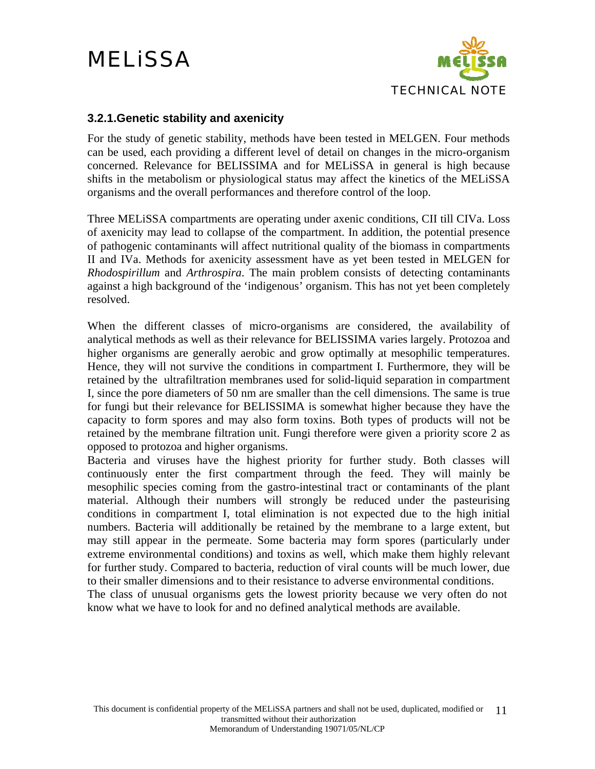### 3.2.1.Genetic stability and axenicity

For the study of genetic stability, methods have been tested in MELGEN. Four methods can be used, each providing a different level of detail on changes in the micro-organism concerned. Relevance for BELISSIMA and for MELiSSA in general is high because shifts in the metabolism or physiological status may affect the kinetics of the MELiSSA organisms and the overall performances and therefore control of the loop.

Three MELiSSA compartments are operating under axenic conditions, CII till CIVa. Loss of axenicity may lead to collapse of the compartment. In addition, the potential presence of pathogenic contaminants will affect nutritional quality of the biomass in compartments II and IVa. Methods for axenicity assessment have as yet been tested in MELGEN for *Rhodospirillum* and *Arthrospira*. The main problem consists of detecting contaminants against a high background of the 'indigenous' organism. This has not yet been completely resolved.

When the different classes of micro-organisms are considered, the availability of analytical methods as well as their relevance for BELISSIMA varies largely. Protozoa and higher organisms are generally aerobic and grow optimally at mesophilic temperatures. Hence, they will not survive the conditions in compartment I. Furthermore, they will be retained by the ultrafiltration membranes used for solid-liquid separation in compartment I, since the pore diameters of 50 nm are smaller than the cell dimensions. The same is true for fungi but their relevance for BELISSIMA is somewhat higher because they have the capacity to form spores and may also form toxins. Both types of products will not be retained by the membrane filtration unit. Fungi therefore were given a priority score 2 as opposed to protozoa and higher organisms.

Bacteria and viruses have the highest priority for further study. Both classes will continuously enter the first compartment through the feed. They will mainly be mesophilic species coming from the gastro-intestinal tract or contaminants of the plant material. Although their numbers will strongly be reduced under the pasteurising conditions in compartment I, total elimination is not expected due to the high initial numbers. Bacteria will additionally be retained by the membrane to a large extent, but may still appear in the permeate. Some bacteria may form spores (particularly under extreme environmental conditions) and toxins as well, which make them highly relevant for further study. Compared to bacteria, reduction of viral counts will be much lower, due to their smaller dimensions and to their resistance to adverse environmental conditions.

The class of unusual organisms gets the lowest priority because we very often do not know what we have to look for and no defined analytical methods are available.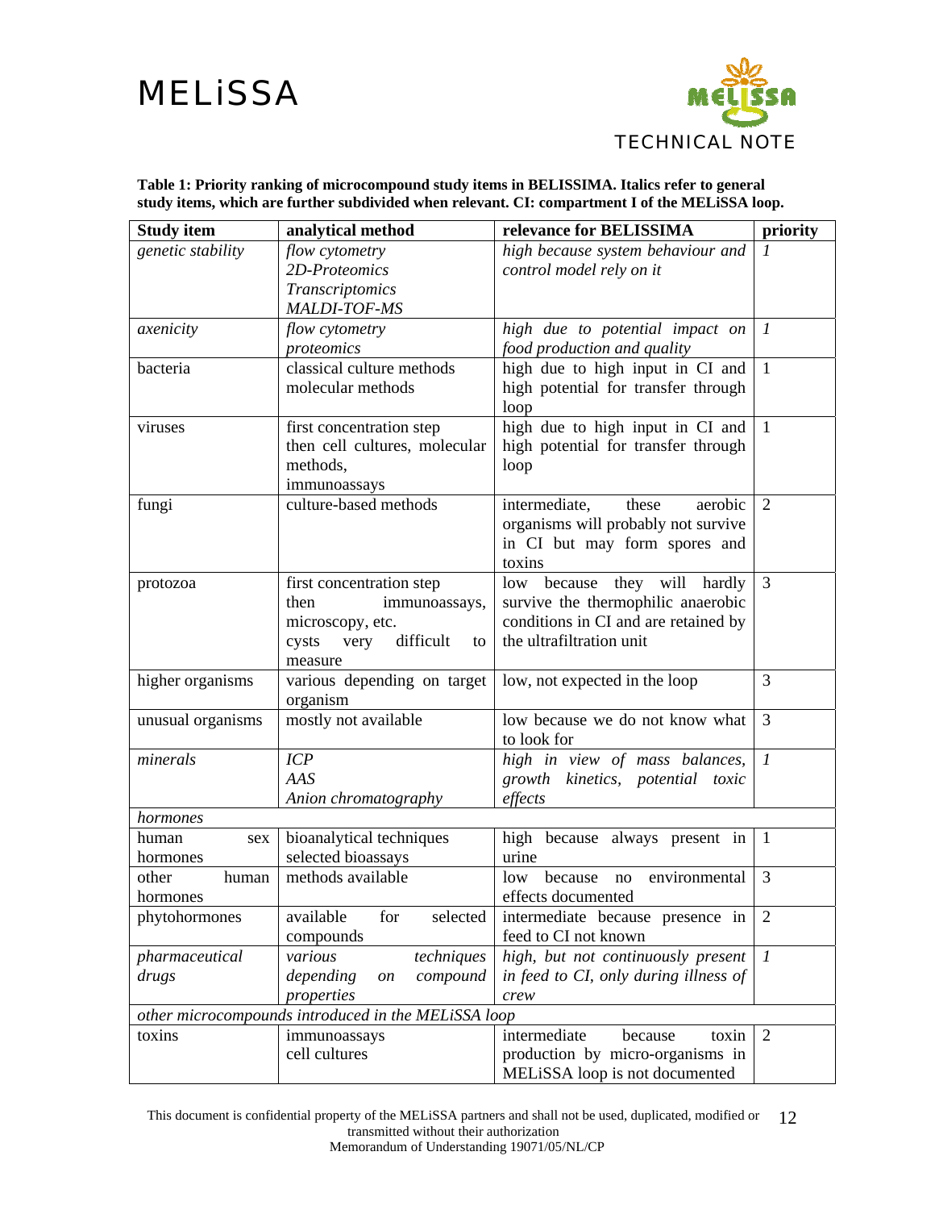**Table 1: Priority ranking of microcompound study items in BELISSIMA. Italics refer to general study items, which are further subdivided when relevant. CI: compartment I of the MELiSSA loop.**

| Study item | analytical method | relevance for BELISSIMA | priority |
|---|---|---|---|
| *genetic stability* | *flow cytometry*<br>*2D-Proteomics*<br>*Transcriptomics*<br>*MALDI-TOF-MS* | *high because system behaviour and control model rely on it* | *1* |
| *axenicity* | *flow cytometry*<br>*proteomics* | *high due to potential impact on food production and quality* | *1* |
| bacteria | classical culture methods<br>molecular methods | high due to high input in CI and high potential for transfer through loop | 1 |
| viruses | first concentration step then cell cultures, molecular methods,<br>immunoassays | high due to high input in CI and high potential for transfer through loop | 1 |
| fungi | culture-based methods | intermediate, these aerobic organisms will probably not survive in CI but may form spores and toxins | 2 |
| protozoa | first concentration step then immunoassays, microscopy, etc.<br>cysts very difficult to measure | low because they will hardly survive the thermophilic anaerobic conditions in CI and are retained by the ultrafiltration unit | 3 |
| higher organisms | various depending on target organism | low, not expected in the loop | 3 |
| unusual organisms | mostly not available | low because we do not know what to look for | 3 |
| *minerals* | *ICP*<br>*AAS*<br>*Anion chromatography* | *high in view of mass balances, growth kinetics, potential toxic effects* | *1* |
| *hormones* | | | |
| human sex hormones | bioanalytical techniques<br>selected bioassays | high because always present in urine | 1 |
| other human hormones | methods available | low because no environmental effects documented | 3 |
| phytohormones | available for selected compounds | intermediate because presence in feed to CI not known | 2 |
| *pharmaceutical drugs* | *various techniques depending on compound properties* | *high, but not continuously present in feed to CI, only during illness of crew* | *1* |
| *other microcompounds introduced in the MELiSSA loop* | | | |
| toxins | immunoassays<br>cell cultures | intermediate because toxin production by micro-organisms in MELiSSA loop is not documented | 2 |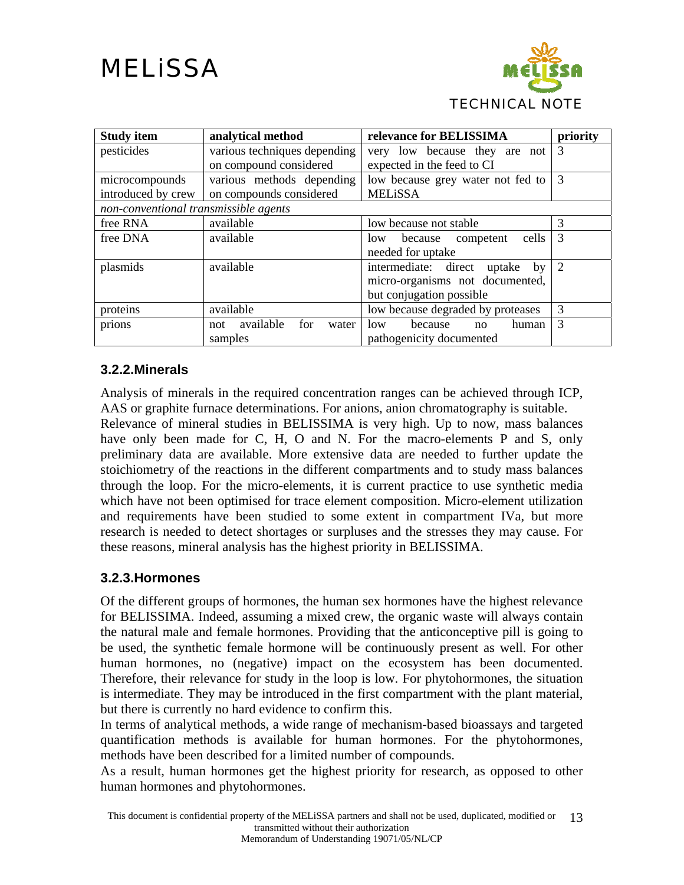| Study item | analytical method | relevance for BELISSIMA | priority |
| --- | --- | --- | --- |
| pesticides | various techniques depending on compound considered | very low because they are not expected in the feed to CI | 3 |
| microcompounds introduced by crew | various methods depending on compounds considered | low because grey water not fed to MELiSSA | 3 |
| *non-conventional transmissible agents* | | | |
| free RNA | available | low because not stable | 3 |
| free DNA | available | low because competent cells needed for uptake | 3 |
| plasmids | available | intermediate: direct uptake by micro-organisms not documented, but conjugation possible | 2 |
| proteins | available | low because degraded by proteases | 3 |
| prions | not available for water samples | low because no human pathogenicity documented | 3 |

### 3.2.2.Minerals

Analysis of minerals in the required concentration ranges can be achieved through ICP, AAS or graphite furnace determinations. For anions, anion chromatography is suitable.
Relevance of mineral studies in BELISSIMA is very high. Up to now, mass balances have only been made for C, H, O and N. For the macro-elements P and S, only preliminary data are available. More extensive data are needed to further update the stoichiometry of the reactions in the different compartments and to study mass balances through the loop. For the micro-elements, it is current practice to use synthetic media which have not been optimised for trace element composition. Micro-element utilization and requirements have been studied to some extent in compartment IVa, but more research is needed to detect shortages or surpluses and the stresses they may cause. For these reasons, mineral analysis has the highest priority in BELISSIMA.

### 3.2.3.Hormones

Of the different groups of hormones, the human sex hormones have the highest relevance for BELISSIMA. Indeed, assuming a mixed crew, the organic waste will always contain the natural male and female hormones. Providing that the anticonceptive pill is going to be used, the synthetic female hormone will be continuously present as well. For other human hormones, no (negative) impact on the ecosystem has been documented. Therefore, their relevance for study in the loop is low. For phytohormones, the situation is intermediate. They may be introduced in the first compartment with the plant material, but there is currently no hard evidence to confirm this.
In terms of analytical methods, a wide range of mechanism-based bioassays and targeted quantification methods is available for human hormones. For the phytohormones, methods have been described for a limited number of compounds.
As a result, human hormones get the highest priority for research, as opposed to other human hormones and phytohormones.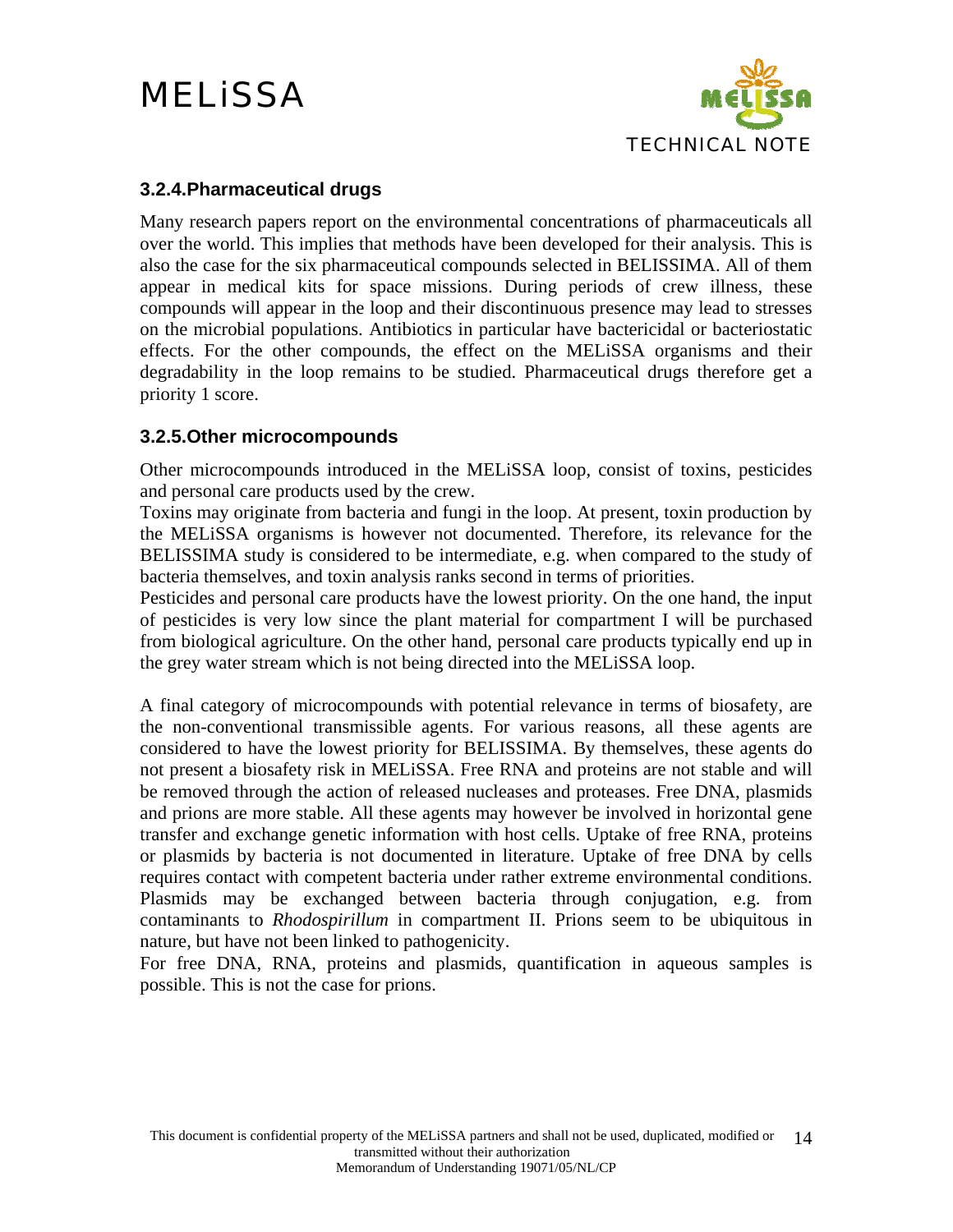### 3.2.4. Pharmaceutical drugs

Many research papers report on the environmental concentrations of pharmaceuticals all over the world. This implies that methods have been developed for their analysis. This is also the case for the six pharmaceutical compounds selected in BELISSIMA. All of them appear in medical kits for space missions. During periods of crew illness, these compounds will appear in the loop and their discontinuous presence may lead to stresses on the microbial populations. Antibiotics in particular have bactericidal or bacteriostatic effects. For the other compounds, the effect on the MELiSSA organisms and their degradability in the loop remains to be studied. Pharmaceutical drugs therefore get a priority 1 score.

### 3.2.5. Other microcompounds

Other microcompounds introduced in the MELiSSA loop, consist of toxins, pesticides and personal care products used by the crew.

Toxins may originate from bacteria and fungi in the loop. At present, toxin production by the MELiSSA organisms is however not documented. Therefore, its relevance for the BELISSIMA study is considered to be intermediate, e.g. when compared to the study of bacteria themselves, and toxin analysis ranks second in terms of priorities.

Pesticides and personal care products have the lowest priority. On the one hand, the input of pesticides is very low since the plant material for compartment I will be purchased from biological agriculture. On the other hand, personal care products typically end up in the grey water stream which is not being directed into the MELiSSA loop.

A final category of microcompounds with potential relevance in terms of biosafety, are the non-conventional transmissible agents. For various reasons, all these agents are considered to have the lowest priority for BELISSIMA. By themselves, these agents do not present a biosafety risk in MELiSSA. Free RNA and proteins are not stable and will be removed through the action of released nucleases and proteases. Free DNA, plasmids and prions are more stable. All these agents may however be involved in horizontal gene transfer and exchange genetic information with host cells. Uptake of free RNA, proteins or plasmids by bacteria is not documented in literature. Uptake of free DNA by cells requires contact with competent bacteria under rather extreme environmental conditions. Plasmids may be exchanged between bacteria through conjugation, e.g. from contaminants to *Rhodospirillum* in compartment II. Prions seem to be ubiquitous in nature, but have not been linked to pathogenicity.

For free DNA, RNA, proteins and plasmids, quantification in aqueous samples is possible. This is not the case for prions.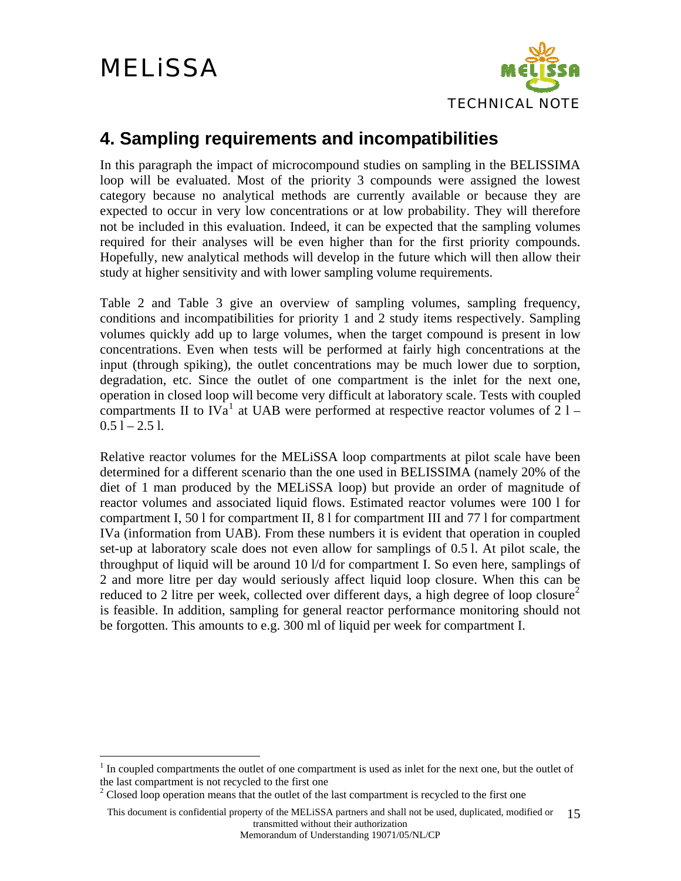## 4. Sampling requirements and incompatibilities

In this paragraph the impact of microcompound studies on sampling in the BELISSIMA loop will be evaluated. Most of the priority 3 compounds were assigned the lowest category because no analytical methods are currently available or because they are expected to occur in very low concentrations or at low probability. They will therefore not be included in this evaluation. Indeed, it can be expected that the sampling volumes required for their analyses will be even higher than for the first priority compounds. Hopefully, new analytical methods will develop in the future which will then allow their study at higher sensitivity and with lower sampling volume requirements.

Table 2 and Table 3 give an overview of sampling volumes, sampling frequency, conditions and incompatibilities for priority 1 and 2 study items respectively. Sampling volumes quickly add up to large volumes, when the target compound is present in low concentrations. Even when tests will be performed at fairly high concentrations at the input (through spiking), the outlet concentrations may be much lower due to sorption, degradation, etc. Since the outlet of one compartment is the inlet for the next one, operation in closed loop will become very difficult at laboratory scale. Tests with coupled compartments II to IVa[1] at UAB were performed at respective reactor volumes of 2 l – 0.5 l – 2.5 l.

Relative reactor volumes for the MELiSSA loop compartments at pilot scale have been determined for a different scenario than the one used in BELISSIMA (namely 20% of the diet of 1 man produced by the MELiSSA loop) but provide an order of magnitude of reactor volumes and associated liquid flows. Estimated reactor volumes were 100 l for compartment I, 50 l for compartment II, 8 l for compartment III and 77 l for compartment IVa (information from UAB). From these numbers it is evident that operation in coupled set-up at laboratory scale does not even allow for samplings of 0.5 l. At pilot scale, the throughput of liquid will be around 10 l/d for compartment I. So even here, samplings of 2 and more litre per day would seriously affect liquid loop closure. When this can be reduced to 2 litre per week, collected over different days, a high degree of loop closure[2] is feasible. In addition, sampling for general reactor performance monitoring should not be forgotten. This amounts to e.g. 300 ml of liquid per week for compartment I.

---

[1] In coupled compartments the outlet of one compartment is used as inlet for the next one, but the outlet of the last compartment is not recycled to the first one

[2] Closed loop operation means that the outlet of the last compartment is recycled to the first one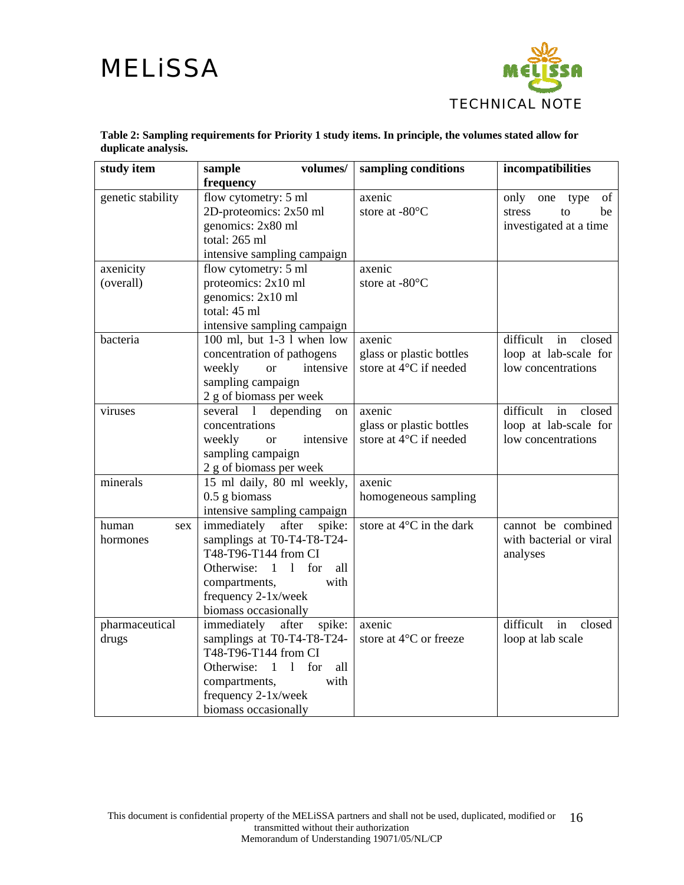**Table 2: Sampling requirements for Priority 1 study items. In principle, the volumes stated allow for duplicate analysis.**

| study item | sample volumes/ frequency | sampling conditions | incompatibilities |
|---|---|---|---|
| genetic stability | flow cytometry: 5 ml<br>2D-proteomics: 2x50 ml<br>genomics: 2x80 ml<br>total: 265 ml<br>intensive sampling campaign | axenic<br>store at -80°C | only one type of stress to be investigated at a time |
| axenicity (overall) | flow cytometry: 5 ml<br>proteomics: 2x10 ml<br>genomics: 2x10 ml<br>total: 45 ml<br>intensive sampling campaign | axenic<br>store at -80°C | |
| bacteria | 100 ml, but 1-3 l when low concentration of pathogens<br>weekly or intensive sampling campaign<br>2 g of biomass per week | axenic<br>glass or plastic bottles<br>store at 4°C if needed | difficult in closed loop at lab-scale for low concentrations |
| viruses | several l depending on concentrations<br>weekly or intensive sampling campaign<br>2 g of biomass per week | axenic<br>glass or plastic bottles<br>store at 4°C if needed | difficult in closed loop at lab-scale for low concentrations |
| minerals | 15 ml daily, 80 ml weekly, 0.5 g biomass<br>intensive sampling campaign | axenic<br>homogeneous sampling | |
| human sex hormones | immediately after spike: samplings at T0-T4-T8-T24-T48-T96-T144 from CI<br>Otherwise: 1 l for all compartments, with frequency 2-1x/week<br>biomass occasionally | store at 4°C in the dark | cannot be combined with bacterial or viral analyses |
| pharmaceutical drugs | immediately after spike: samplings at T0-T4-T8-T24-T48-T96-T144 from CI<br>Otherwise: 1 l for all compartments, with frequency 2-1x/week<br>biomass occasionally | axenic<br>store at 4°C or freeze | difficult in closed loop at lab scale |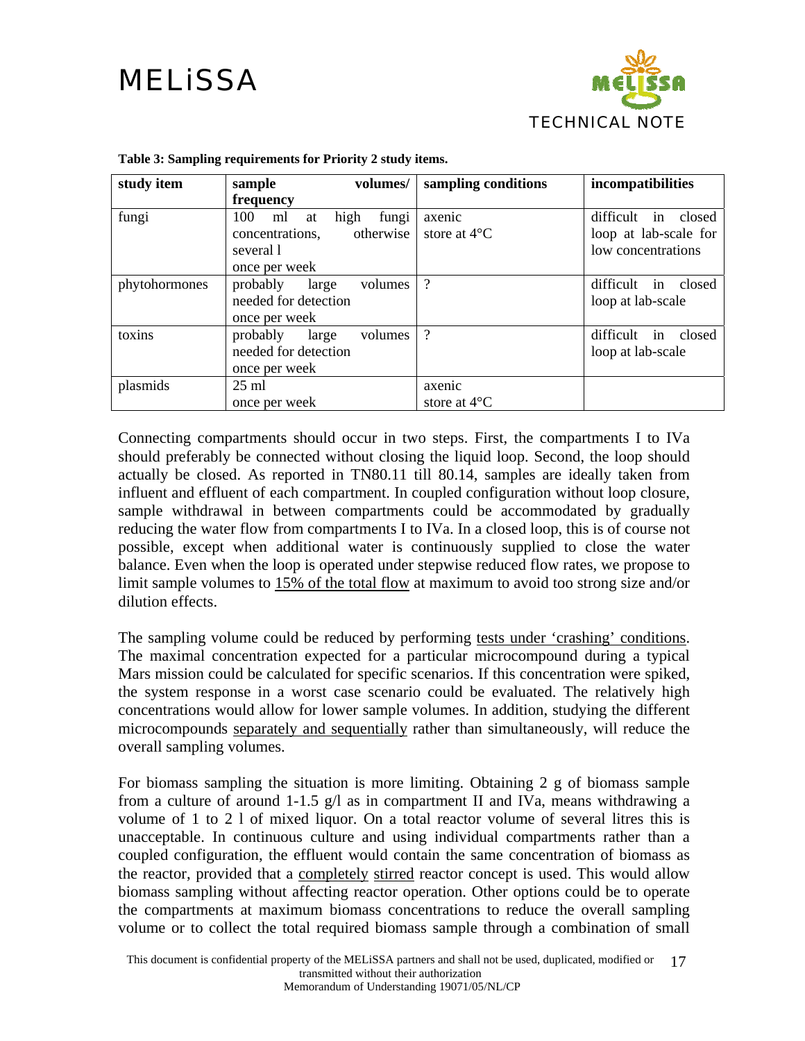**Table 3: Sampling requirements for Priority 2 study items.**

| study item | sample volumes/ frequency | sampling conditions | incompatibilities |
|---|---|---|---|
| fungi | 100 ml at high fungi concentrations, otherwise several l<br>once per week | axenic<br>store at 4°C | difficult in closed loop at lab-scale for low concentrations |
| phytohormones | probably large volumes needed for detection<br>once per week | ? | difficult in closed loop at lab-scale |
| toxins | probably large volumes needed for detection<br>once per week | ? | difficult in closed loop at lab-scale |
| plasmids | 25 ml<br>once per week | axenic<br>store at 4°C | |

Connecting compartments should occur in two steps. First, the compartments I to IVa should preferably be connected without closing the liquid loop. Second, the loop should actually be closed. As reported in TN80.11 till 80.14, samples are ideally taken from influent and effluent of each compartment. In coupled configuration without loop closure, sample withdrawal in between compartments could be accommodated by gradually reducing the water flow from compartments I to IVa. In a closed loop, this is of course not possible, except when additional water is continuously supplied to close the water balance. Even when the loop is operated under stepwise reduced flow rates, we propose to limit sample volumes to <u>15% of the total flow</u> at maximum to avoid too strong size and/or dilution effects.

The sampling volume could be reduced by performing <u>tests under 'crashing' conditions</u>. The maximal concentration expected for a particular microcompound during a typical Mars mission could be calculated for specific scenarios. If this concentration were spiked, the system response in a worst case scenario could be evaluated. The relatively high concentrations would allow for lower sample volumes. In addition, studying the different microcompounds <u>separately and sequentially</u> rather than simultaneously, will reduce the overall sampling volumes.

For biomass sampling the situation is more limiting. Obtaining 2 g of biomass sample from a culture of around 1-1.5 g/l as in compartment II and IVa, means withdrawing a volume of 1 to 2 l of mixed liquor. On a total reactor volume of several litres this is unacceptable. In continuous culture and using individual compartments rather than a coupled configuration, the effluent would contain the same concentration of biomass as the reactor, provided that a <u>completely stirred</u> reactor concept is used. This would allow biomass sampling without affecting reactor operation. Other options could be to operate the compartments at maximum biomass concentrations to reduce the overall sampling volume or to collect the total required biomass sample through a combination of small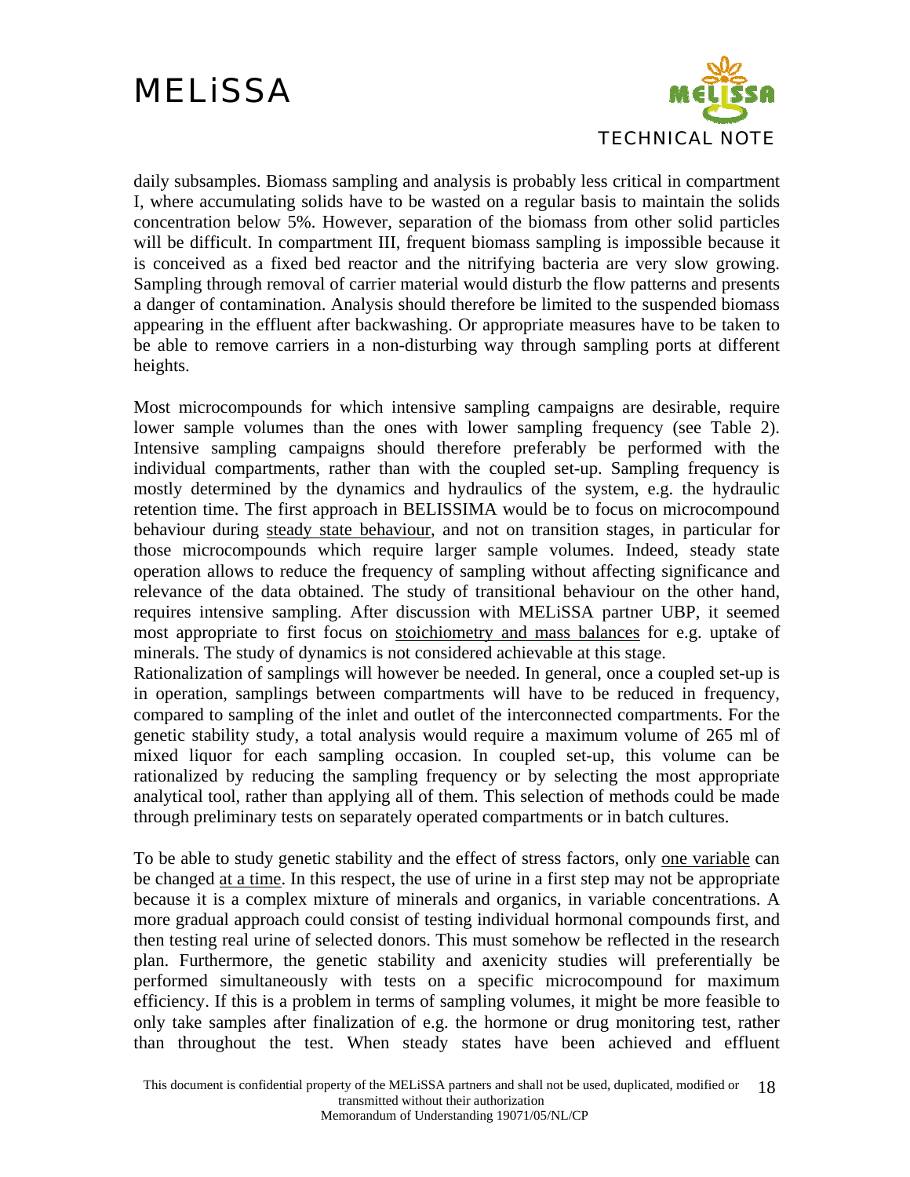daily subsamples. Biomass sampling and analysis is probably less critical in compartment I, where accumulating solids have to be wasted on a regular basis to maintain the solids concentration below 5%. However, separation of the biomass from other solid particles will be difficult. In compartment III, frequent biomass sampling is impossible because it is conceived as a fixed bed reactor and the nitrifying bacteria are very slow growing. Sampling through removal of carrier material would disturb the flow patterns and presents a danger of contamination. Analysis should therefore be limited to the suspended biomass appearing in the effluent after backwashing. Or appropriate measures have to be taken to be able to remove carriers in a non-disturbing way through sampling ports at different heights.

Most microcompounds for which intensive sampling campaigns are desirable, require lower sample volumes than the ones with lower sampling frequency (see Table 2). Intensive sampling campaigns should therefore preferably be performed with the individual compartments, rather than with the coupled set-up. Sampling frequency is mostly determined by the dynamics and hydraulics of the system, e.g. the hydraulic retention time. The first approach in BELISSIMA would be to focus on microcompound behaviour during <u>steady state behaviour</u>, and not on transition stages, in particular for those microcompounds which require larger sample volumes. Indeed, steady state operation allows to reduce the frequency of sampling without affecting significance and relevance of the data obtained. The study of transitional behaviour on the other hand, requires intensive sampling. After discussion with MELiSSA partner UBP, it seemed most appropriate to first focus on <u>stoichiometry and mass balances</u> for e.g. uptake of minerals. The study of dynamics is not considered achievable at this stage.
Rationalization of samplings will however be needed. In general, once a coupled set-up is in operation, samplings between compartments will have to be reduced in frequency, compared to sampling of the inlet and outlet of the interconnected compartments. For the genetic stability study, a total analysis would require a maximum volume of 265 ml of mixed liquor for each sampling occasion. In coupled set-up, this volume can be rationalized by reducing the sampling frequency or by selecting the most appropriate analytical tool, rather than applying all of them. This selection of methods could be made through preliminary tests on separately operated compartments or in batch cultures.

To be able to study genetic stability and the effect of stress factors, only <u>one variable</u> can be changed <u>at a time</u>. In this respect, the use of urine in a first step may not be appropriate because it is a complex mixture of minerals and organics, in variable concentrations. A more gradual approach could consist of testing individual hormonal compounds first, and then testing real urine of selected donors. This must somehow be reflected in the research plan. Furthermore, the genetic stability and axenicity studies will preferentially be performed simultaneously with tests on a specific microcompound for maximum efficiency. If this is a problem in terms of sampling volumes, it might be more feasible to only take samples after finalization of e.g. the hormone or drug monitoring test, rather than throughout the test. When steady states have been achieved and effluent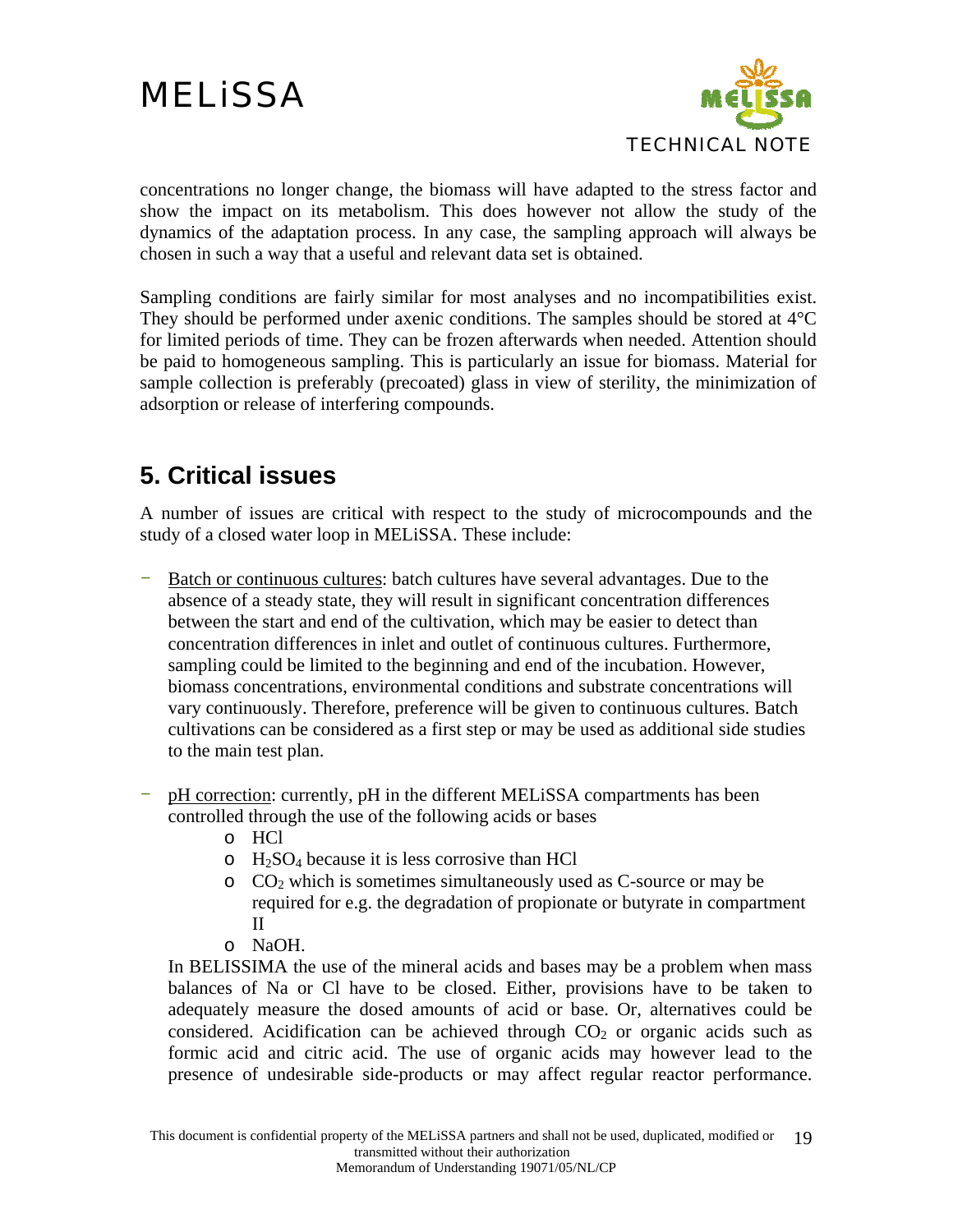concentrations no longer change, the biomass will have adapted to the stress factor and show the impact on its metabolism. This does however not allow the study of the dynamics of the adaptation process. In any case, the sampling approach will always be chosen in such a way that a useful and relevant data set is obtained.

Sampling conditions are fairly similar for most analyses and no incompatibilities exist. They should be performed under axenic conditions. The samples should be stored at 4°C for limited periods of time. They can be frozen afterwards when needed. Attention should be paid to homogeneous sampling. This is particularly an issue for biomass. Material for sample collection is preferably (precoated) glass in view of sterility, the minimization of adsorption or release of interfering compounds.

## 5. Critical issues

A number of issues are critical with respect to the study of microcompounds and the study of a closed water loop in MELiSSA. These include:

- Batch or continuous cultures: batch cultures have several advantages. Due to the absence of a steady state, they will result in significant concentration differences between the start and end of the cultivation, which may be easier to detect than concentration differences in inlet and outlet of continuous cultures. Furthermore, sampling could be limited to the beginning and end of the incubation. However, biomass concentrations, environmental conditions and substrate concentrations will vary continuously. Therefore, preference will be given to continuous cultures. Batch cultivations can be considered as a first step or may be used as additional side studies to the main test plan.

- pH correction: currently, pH in the different MELiSSA compartments has been controlled through the use of the following acids or bases
    - HCl
    - $H_2SO_4$ because it is less corrosive than HCl
    - $CO_2$ which is sometimes simultaneously used as C-source or may be required for e.g. the degradation of propionate or butyrate in compartment II
    - NaOH.

  In BELISSIMA the use of the mineral acids and bases may be a problem when mass balances of Na or Cl have to be closed. Either, provisions have to be taken to adequately measure the dosed amounts of acid or base. Or, alternatives could be considered. Acidification can be achieved through $CO_2$ or organic acids such as formic acid and citric acid. The use of organic acids may however lead to the presence of undesirable side-products or may affect regular reactor performance.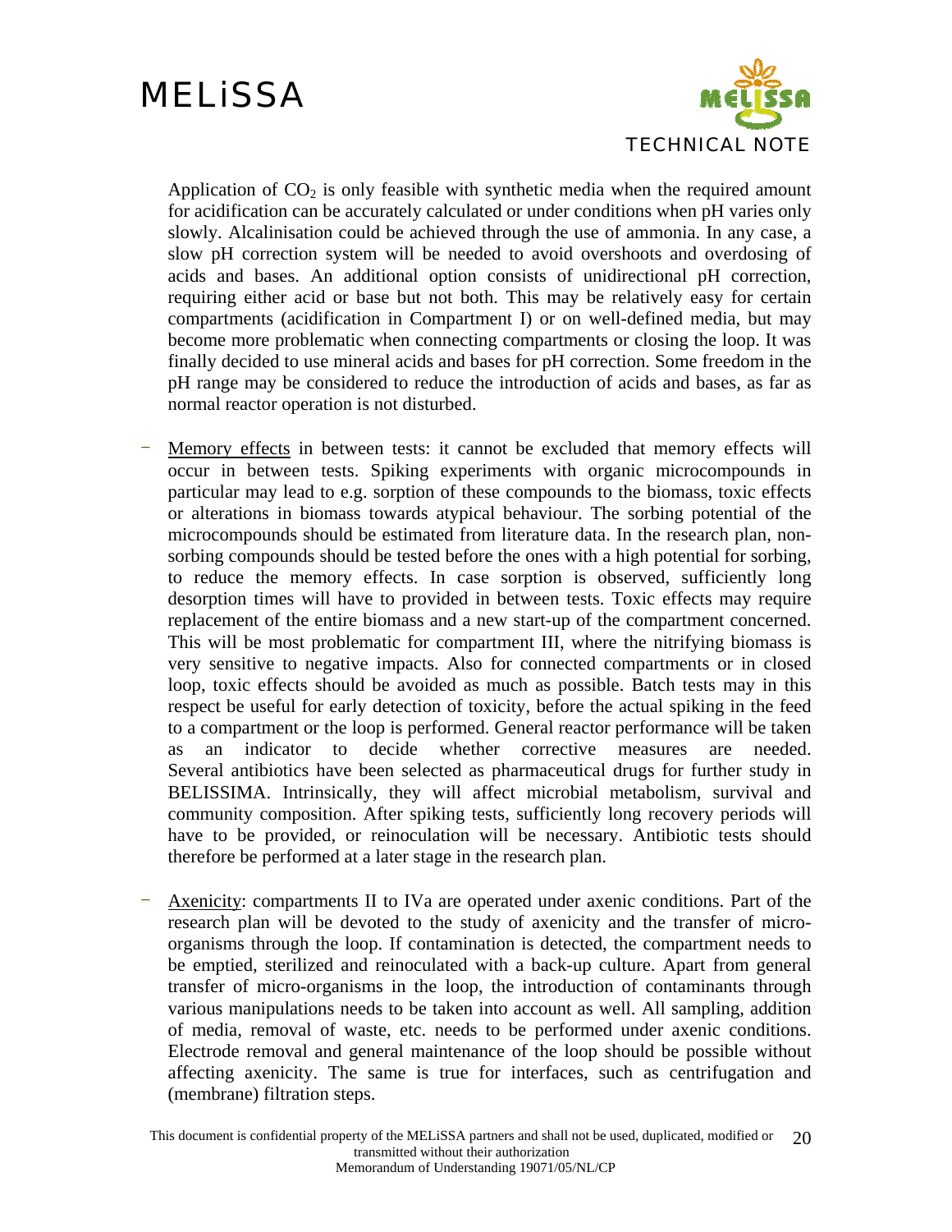Application of $CO_2$ is only feasible with synthetic media when the required amount for acidification can be accurately calculated or under conditions when pH varies only slowly. Alcalinisation could be achieved through the use of ammonia. In any case, a slow pH correction system will be needed to avoid overshoots and overdosing of acids and bases. An additional option consists of unidirectional pH correction, requiring either acid or base but not both. This may be relatively easy for certain compartments (acidification in Compartment I) or on well-defined media, but may become more problematic when connecting compartments or closing the loop. It was finally decided to use mineral acids and bases for pH correction. Some freedom in the pH range may be considered to reduce the introduction of acids and bases, as far as normal reactor operation is not disturbed.

- Memory effects in between tests: it cannot be excluded that memory effects will occur in between tests. Spiking experiments with organic microcompounds in particular may lead to e.g. sorption of these compounds to the biomass, toxic effects or alterations in biomass towards atypical behaviour. The sorbing potential of the microcompounds should be estimated from literature data. In the research plan, non-sorbing compounds should be tested before the ones with a high potential for sorbing, to reduce the memory effects. In case sorption is observed, sufficiently long desorption times will have to provided in between tests. Toxic effects may require replacement of the entire biomass and a new start-up of the compartment concerned. This will be most problematic for compartment III, where the nitrifying biomass is very sensitive to negative impacts. Also for connected compartments or in closed loop, toxic effects should be avoided as much as possible. Batch tests may in this respect be useful for early detection of toxicity, before the actual spiking in the feed to a compartment or the loop is performed. General reactor performance will be taken as an indicator to decide whether corrective measures are needed. Several antibiotics have been selected as pharmaceutical drugs for further study in BELISSIMA. Intrinsically, they will affect microbial metabolism, survival and community composition. After spiking tests, sufficiently long recovery periods will have to be provided, or reinoculation will be necessary. Antibiotic tests should therefore be performed at a later stage in the research plan.

- Axenicity: compartments II to IVa are operated under axenic conditions. Part of the research plan will be devoted to the study of axenicity and the transfer of micro-organisms through the loop. If contamination is detected, the compartment needs to be emptied, sterilized and reinoculated with a back-up culture. Apart from general transfer of micro-organisms in the loop, the introduction of contaminants through various manipulations needs to be taken into account as well. All sampling, addition of media, removal of waste, etc. needs to be performed under axenic conditions. Electrode removal and general maintenance of the loop should be possible without affecting axenicity. The same is true for interfaces, such as centrifugation and (membrane) filtration steps.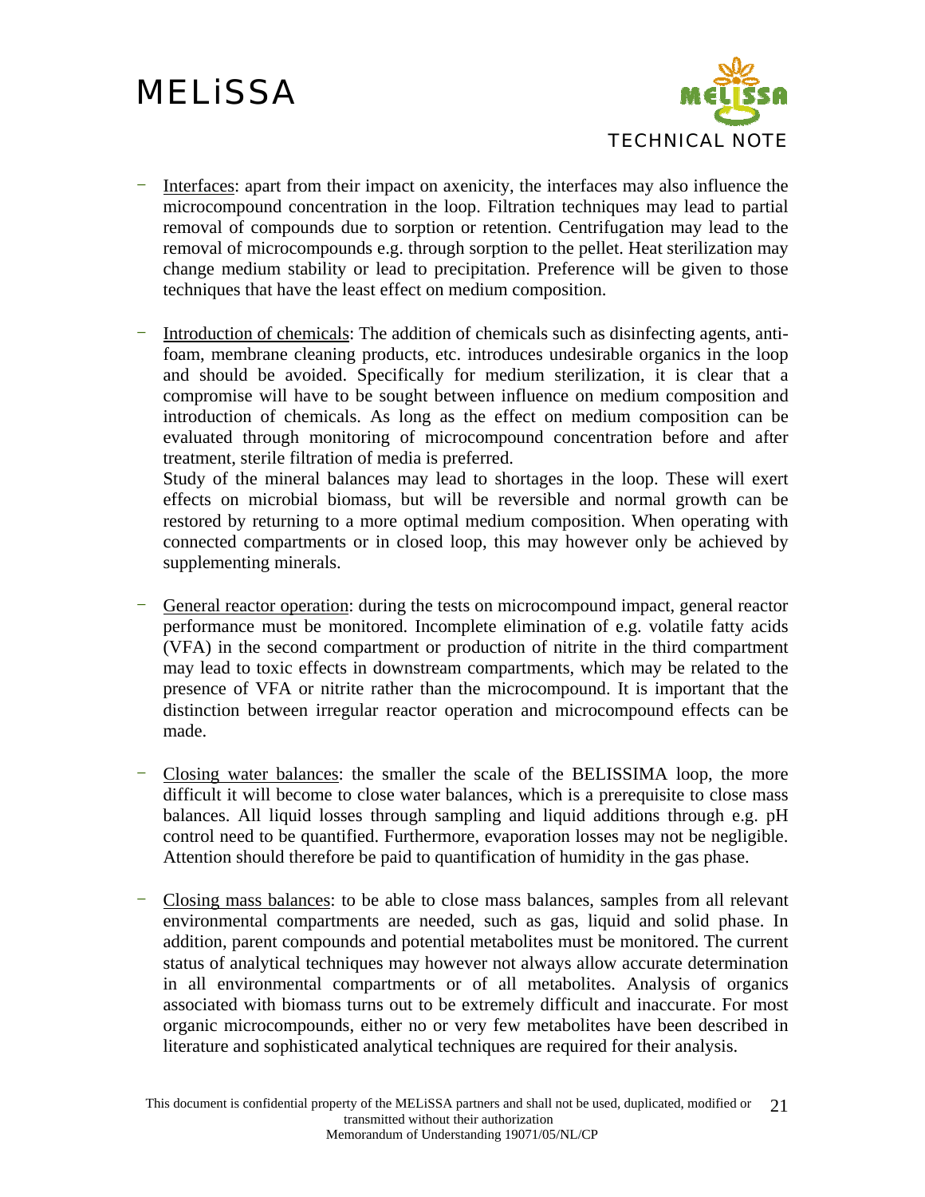- Interfaces: apart from their impact on axenicity, the interfaces may also influence the microcompound concentration in the loop. Filtration techniques may lead to partial removal of compounds due to sorption or retention. Centrifugation may lead to the removal of microcompounds e.g. through sorption to the pellet. Heat sterilization may change medium stability or lead to precipitation. Preference will be given to those techniques that have the least effect on medium composition.

- Introduction of chemicals: The addition of chemicals such as disinfecting agents, anti-foam, membrane cleaning products, etc. introduces undesirable organics in the loop and should be avoided. Specifically for medium sterilization, it is clear that a compromise will have to be sought between influence on medium composition and introduction of chemicals. As long as the effect on medium composition can be evaluated through monitoring of microcompound concentration before and after treatment, sterile filtration of media is preferred.
  Study of the mineral balances may lead to shortages in the loop. These will exert effects on microbial biomass, but will be reversible and normal growth can be restored by returning to a more optimal medium composition. When operating with connected compartments or in closed loop, this may however only be achieved by supplementing minerals.

- General reactor operation: during the tests on microcompound impact, general reactor performance must be monitored. Incomplete elimination of e.g. volatile fatty acids (VFA) in the second compartment or production of nitrite in the third compartment may lead to toxic effects in downstream compartments, which may be related to the presence of VFA or nitrite rather than the microcompound. It is important that the distinction between irregular reactor operation and microcompound effects can be made.

- Closing water balances: the smaller the scale of the BELISSIMA loop, the more difficult it will become to close water balances, which is a prerequisite to close mass balances. All liquid losses through sampling and liquid additions through e.g. pH control need to be quantified. Furthermore, evaporation losses may not be negligible. Attention should therefore be paid to quantification of humidity in the gas phase.

- Closing mass balances: to be able to close mass balances, samples from all relevant environmental compartments are needed, such as gas, liquid and solid phase. In addition, parent compounds and potential metabolites must be monitored. The current status of analytical techniques may however not always allow accurate determination in all environmental compartments or of all metabolites. Analysis of organics associated with biomass turns out to be extremely difficult and inaccurate. For most organic microcompounds, either no or very few metabolites have been described in literature and sophisticated analytical techniques are required for their analysis.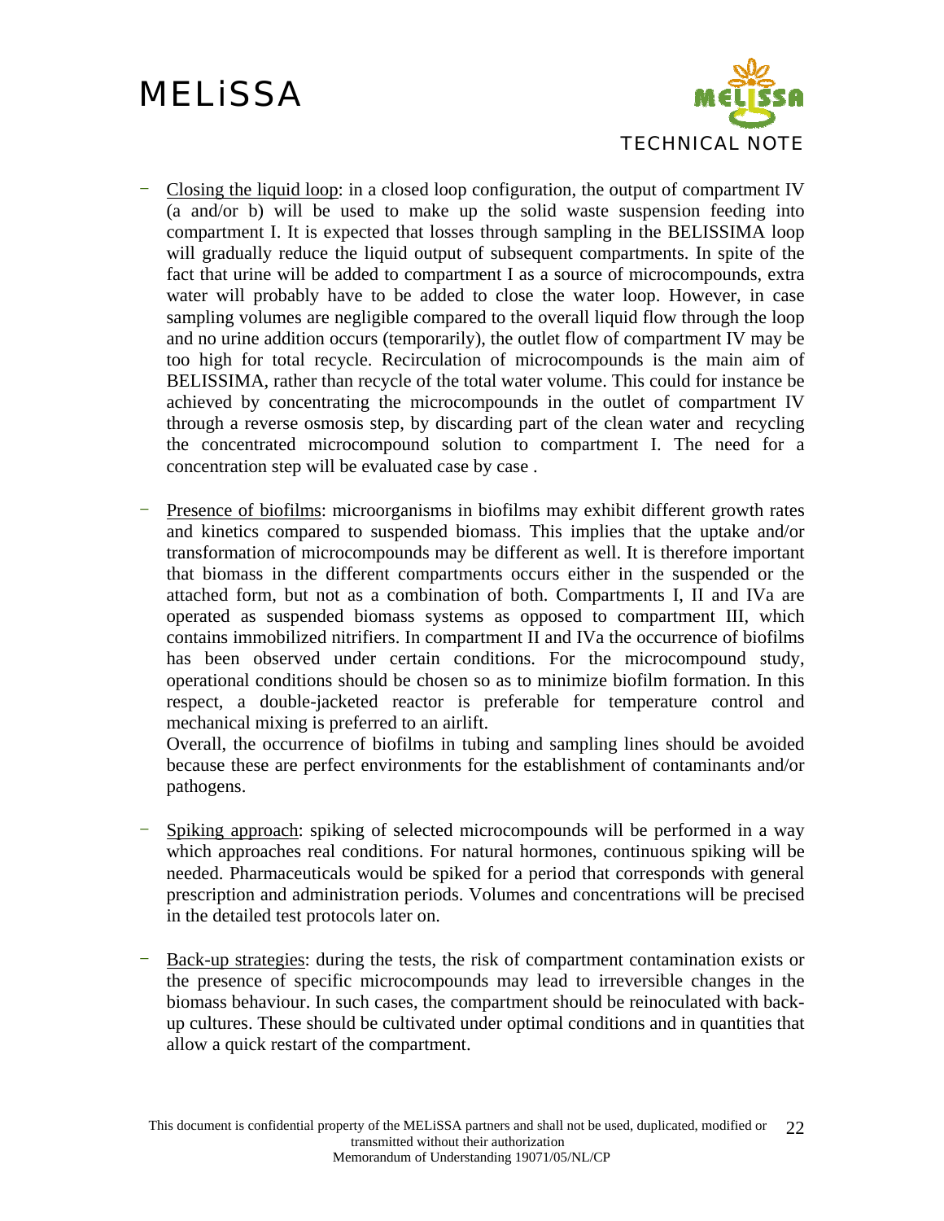- Closing the liquid loop: in a closed loop configuration, the output of compartment IV (a and/or b) will be used to make up the solid waste suspension feeding into compartment I. It is expected that losses through sampling in the BELISSIMA loop will gradually reduce the liquid output of subsequent compartments. In spite of the fact that urine will be added to compartment I as a source of microcompounds, extra water will probably have to be added to close the water loop. However, in case sampling volumes are negligible compared to the overall liquid flow through the loop and no urine addition occurs (temporarily), the outlet flow of compartment IV may be too high for total recycle. Recirculation of microcompounds is the main aim of BELISSIMA, rather than recycle of the total water volume. This could for instance be achieved by concentrating the microcompounds in the outlet of compartment IV through a reverse osmosis step, by discarding part of the clean water and recycling the concentrated microcompound solution to compartment I. The need for a concentration step will be evaluated case by case .

- Presence of biofilms: microorganisms in biofilms may exhibit different growth rates and kinetics compared to suspended biomass. This implies that the uptake and/or transformation of microcompounds may be different as well. It is therefore important that biomass in the different compartments occurs either in the suspended or the attached form, but not as a combination of both. Compartments I, II and IVa are operated as suspended biomass systems as opposed to compartment III, which contains immobilized nitrifiers. In compartment II and IVa the occurrence of biofilms has been observed under certain conditions. For the microcompound study, operational conditions should be chosen so as to minimize biofilm formation. In this respect, a double-jacketed reactor is preferable for temperature control and mechanical mixing is preferred to an airlift.
  Overall, the occurrence of biofilms in tubing and sampling lines should be avoided because these are perfect environments for the establishment of contaminants and/or pathogens.

- Spiking approach: spiking of selected microcompounds will be performed in a way which approaches real conditions. For natural hormones, continuous spiking will be needed. Pharmaceuticals would be spiked for a period that corresponds with general prescription and administration periods. Volumes and concentrations will be precised in the detailed test protocols later on.

- Back-up strategies: during the tests, the risk of compartment contamination exists or the presence of specific microcompounds may lead to irreversible changes in the biomass behaviour. In such cases, the compartment should be reinoculated with back-up cultures. These should be cultivated under optimal conditions and in quantities that allow a quick restart of the compartment.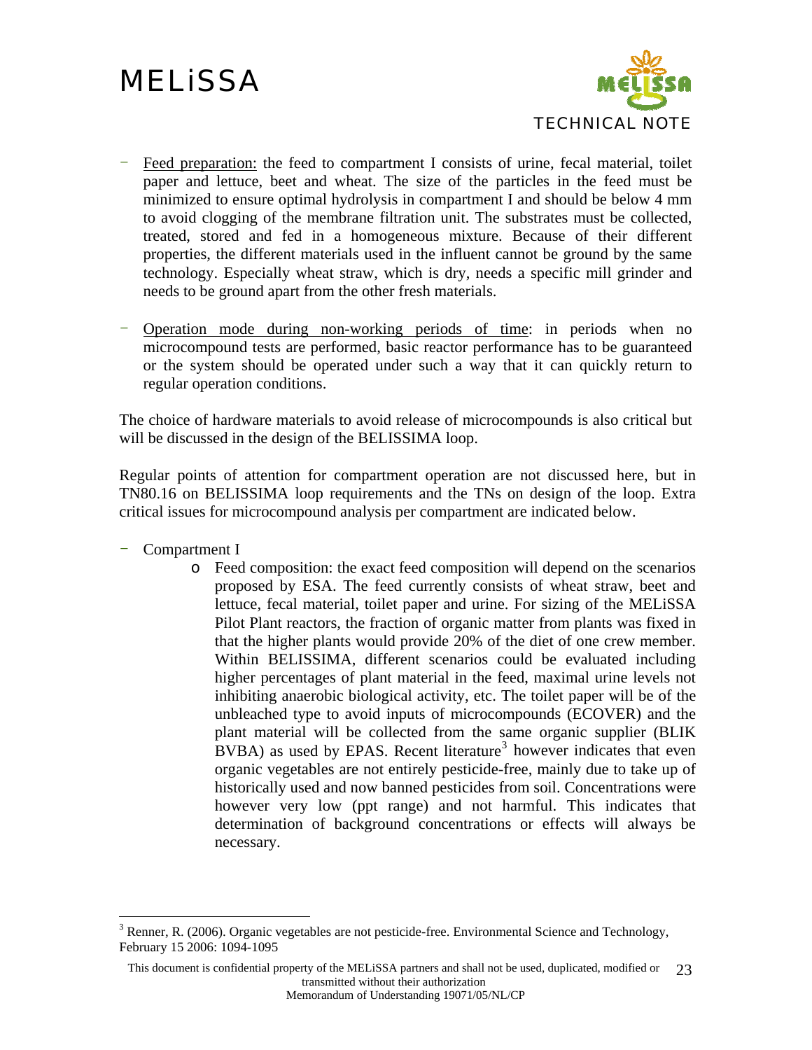- Feed preparation: the feed to compartment I consists of urine, fecal material, toilet paper and lettuce, beet and wheat. The size of the particles in the feed must be minimized to ensure optimal hydrolysis in compartment I and should be below 4 mm to avoid clogging of the membrane filtration unit. The substrates must be collected, treated, stored and fed in a homogeneous mixture. Because of their different properties, the different materials used in the influent cannot be ground by the same technology. Especially wheat straw, which is dry, needs a specific mill grinder and needs to be ground apart from the other fresh materials.

- Operation mode during non-working periods of time: in periods when no microcompound tests are performed, basic reactor performance has to be guaranteed or the system should be operated under such a way that it can quickly return to regular operation conditions.

The choice of hardware materials to avoid release of microcompounds is also critical but will be discussed in the design of the BELISSIMA loop.

Regular points of attention for compartment operation are not discussed here, but in TN80.16 on BELISSIMA loop requirements and the TNs on design of the loop. Extra critical issues for microcompound analysis per compartment are indicated below.

- Compartment I
    - Feed composition: the exact feed composition will depend on the scenarios proposed by ESA. The feed currently consists of wheat straw, beet and lettuce, fecal material, toilet paper and urine. For sizing of the MELiSSA Pilot Plant reactors, the fraction of organic matter from plants was fixed in that the higher plants would provide 20% of the diet of one crew member. Within BELISSIMA, different scenarios could be evaluated including higher percentages of plant material in the feed, maximal urine levels not inhibiting anaerobic biological activity, etc. The toilet paper will be of the unbleached type to avoid inputs of microcompounds (ECOVER) and the plant material will be collected from the same organic supplier (BLIK BVBA) as used by EPAS. Recent literature[3] however indicates that even organic vegetables are not entirely pesticide-free, mainly due to take up of historically used and now banned pesticides from soil. Concentrations were however very low (ppt range) and not harmful. This indicates that determination of background concentrations or effects will always be necessary.

[3] Renner, R. (2006). Organic vegetables are not pesticide-free. Environmental Science and Technology, February 15 2006: 1094-1095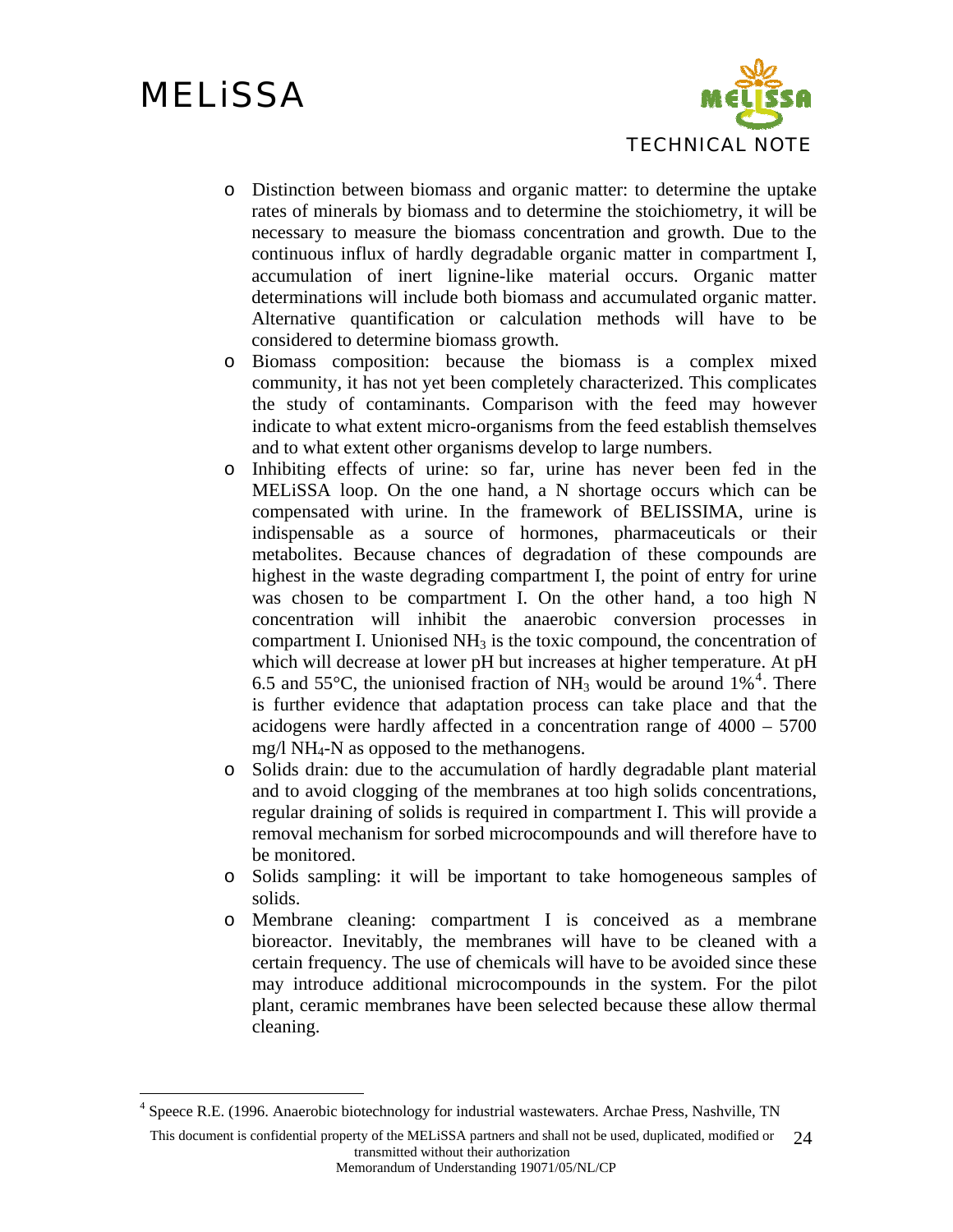- Distinction between biomass and organic matter: to determine the uptake rates of minerals by biomass and to determine the stoichiometry, it will be necessary to measure the biomass concentration and growth. Due to the continuous influx of hardly degradable organic matter in compartment I, accumulation of inert lignine-like material occurs. Organic matter determinations will include both biomass and accumulated organic matter. Alternative quantification or calculation methods will have to be considered to determine biomass growth.
- Biomass composition: because the biomass is a complex mixed community, it has not yet been completely characterized. This complicates the study of contaminants. Comparison with the feed may however indicate to what extent micro-organisms from the feed establish themselves and to what extent other organisms develop to large numbers.
- Inhibiting effects of urine: so far, urine has never been fed in the MELiSSA loop. On the one hand, a N shortage occurs which can be compensated with urine. In the framework of BELISSIMA, urine is indispensable as a source of hormones, pharmaceuticals or their metabolites. Because chances of degradation of these compounds are highest in the waste degrading compartment I, the point of entry for urine was chosen to be compartment I. On the other hand, a too high N concentration will inhibit the anaerobic conversion processes in compartment I. Unionised $NH_3$ is the toxic compound, the concentration of which will decrease at lower pH but increases at higher temperature. At pH 6.5 and 55°C, the unionised fraction of $NH_3$ would be around 1%[4]. There is further evidence that adaptation process can take place and that the acidogens were hardly affected in a concentration range of 4000 – 5700 mg/l $NH_4$-N as opposed to the methanogens.
- Solids drain: due to the accumulation of hardly degradable plant material and to avoid clogging of the membranes at too high solids concentrations, regular draining of solids is required in compartment I. This will provide a removal mechanism for sorbed microcompounds and will therefore have to be monitored.
- Solids sampling: it will be important to take homogeneous samples of solids.
- Membrane cleaning: compartment I is conceived as a membrane bioreactor. Inevitably, the membranes will have to be cleaned with a certain frequency. The use of chemicals will have to be avoided since these may introduce additional microcompounds in the system. For the pilot plant, ceramic membranes have been selected because these allow thermal cleaning.

---

[4] Speece R.E. (1996. Anaerobic biotechnology for industrial wastewaters. Archae Press, Nashville, TN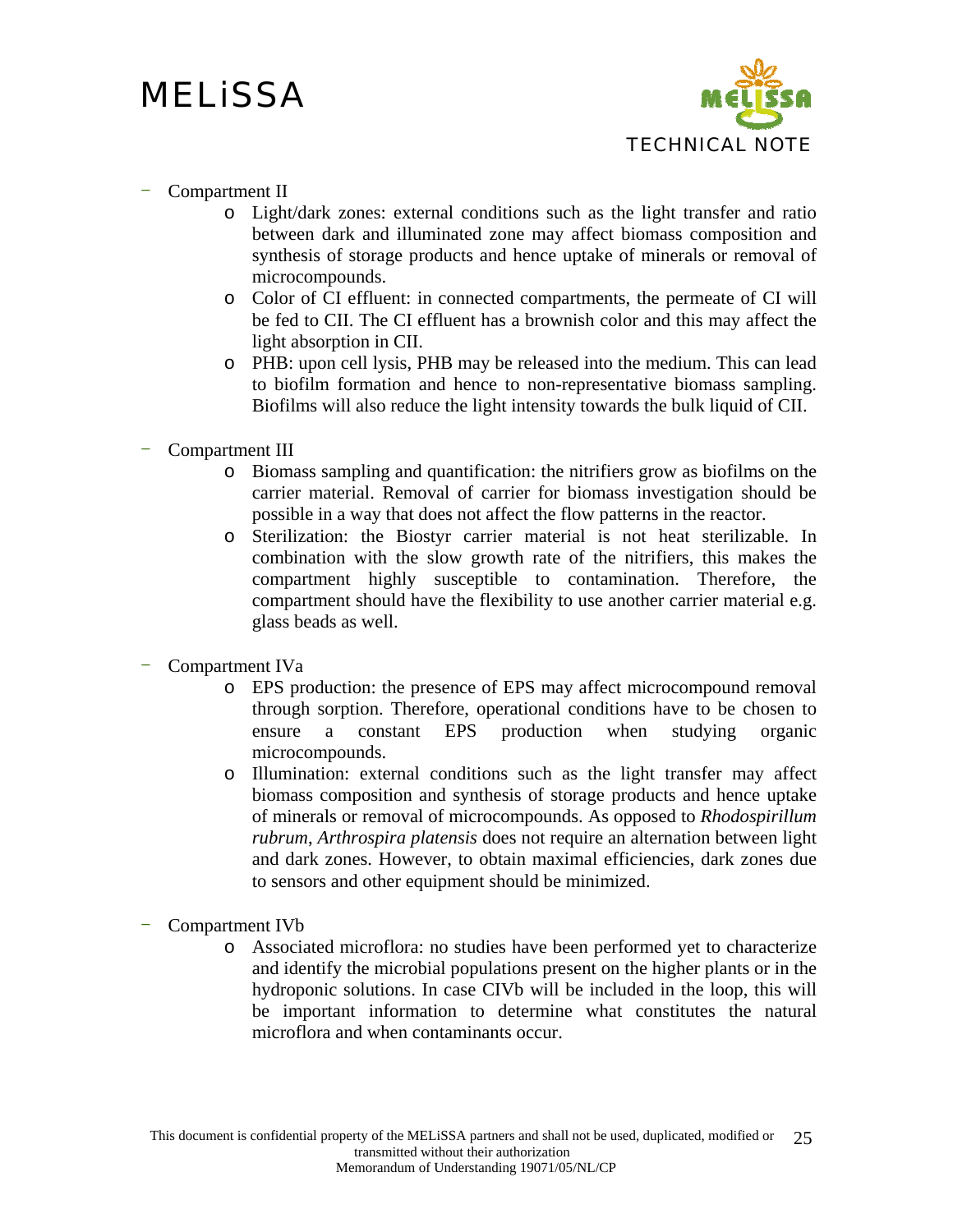- Compartment II
  - Light/dark zones: external conditions such as the light transfer and ratio between dark and illuminated zone may affect biomass composition and synthesis of storage products and hence uptake of minerals or removal of microcompounds.
  - Color of CI effluent: in connected compartments, the permeate of CI will be fed to CII. The CI effluent has a brownish color and this may affect the light absorption in CII.
  - PHB: upon cell lysis, PHB may be released into the medium. This can lead to biofilm formation and hence to non-representative biomass sampling. Biofilms will also reduce the light intensity towards the bulk liquid of CII.

- Compartment III
  - Biomass sampling and quantification: the nitrifiers grow as biofilms on the carrier material. Removal of carrier for biomass investigation should be possible in a way that does not affect the flow patterns in the reactor.
  - Sterilization: the Biostyr carrier material is not heat sterilizable. In combination with the slow growth rate of the nitrifiers, this makes the compartment highly susceptible to contamination. Therefore, the compartment should have the flexibility to use another carrier material e.g. glass beads as well.

- Compartment IVa
  - EPS production: the presence of EPS may affect microcompound removal through sorption. Therefore, operational conditions have to be chosen to ensure a constant EPS production when studying organic microcompounds.
  - Illumination: external conditions such as the light transfer may affect biomass composition and synthesis of storage products and hence uptake of minerals or removal of microcompounds. As opposed to *Rhodospirillum rubrum*, *Arthrospira platensis* does not require an alternation between light and dark zones. However, to obtain maximal efficiencies, dark zones due to sensors and other equipment should be minimized.

- Compartment IVb
  - Associated microflora: no studies have been performed yet to characterize and identify the microbial populations present on the higher plants or in the hydroponic solutions. In case CIVb will be included in the loop, this will be important information to determine what constitutes the natural microflora and when contaminants occur.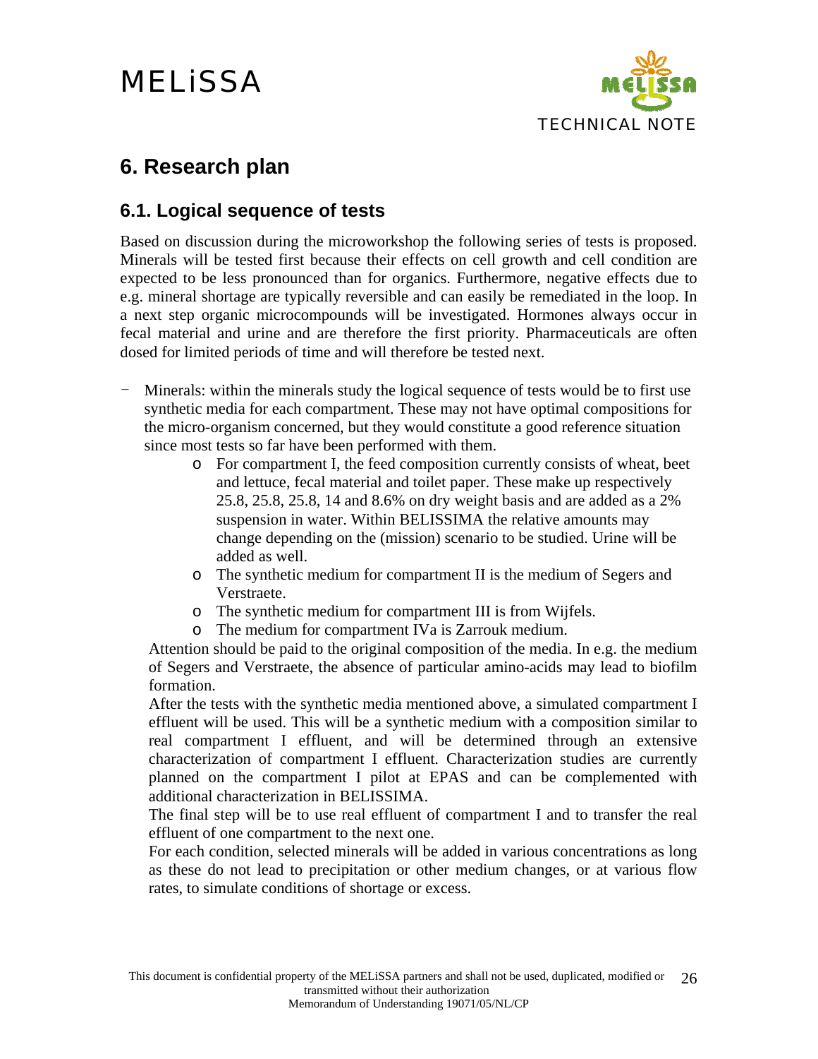# 6. Research plan

## 6.1. Logical sequence of tests

Based on discussion during the microworkshop the following series of tests is proposed. Minerals will be tested first because their effects on cell growth and cell condition are expected to be less pronounced than for organics. Furthermore, negative effects due to e.g. mineral shortage are typically reversible and can easily be remediated in the loop. In a next step organic microcompounds will be investigated. Hormones always occur in fecal material and urine and are therefore the first priority. Pharmaceuticals are often dosed for limited periods of time and will therefore be tested next.

- Minerals: within the minerals study the logical sequence of tests would be to first use synthetic media for each compartment. These may not have optimal compositions for the micro-organism concerned, but they would constitute a good reference situation since most tests so far have been performed with them.
    - For compartment I, the feed composition currently consists of wheat, beet and lettuce, fecal material and toilet paper. These make up respectively 25.8, 25.8, 25.8, 14 and 8.6% on dry weight basis and are added as a 2% suspension in water. Within BELISSIMA the relative amounts may change depending on the (mission) scenario to be studied. Urine will be added as well.
    - The synthetic medium for compartment II is the medium of Segers and Verstraete.
    - The synthetic medium for compartment III is from Wijfels.
    - The medium for compartment IVa is Zarrouk medium.

  Attention should be paid to the original composition of the media. In e.g. the medium of Segers and Verstraete, the absence of particular amino-acids may lead to biofilm formation.

  After the tests with the synthetic media mentioned above, a simulated compartment I effluent will be used. This will be a synthetic medium with a composition similar to real compartment I effluent, and will be determined through an extensive characterization of compartment I effluent. Characterization studies are currently planned on the compartment I pilot at EPAS and can be complemented with additional characterization in BELISSIMA.

  The final step will be to use real effluent of compartment I and to transfer the real effluent of one compartment to the next one.

  For each condition, selected minerals will be added in various concentrations as long as these do not lead to precipitation or other medium changes, or at various flow rates, to simulate conditions of shortage or excess.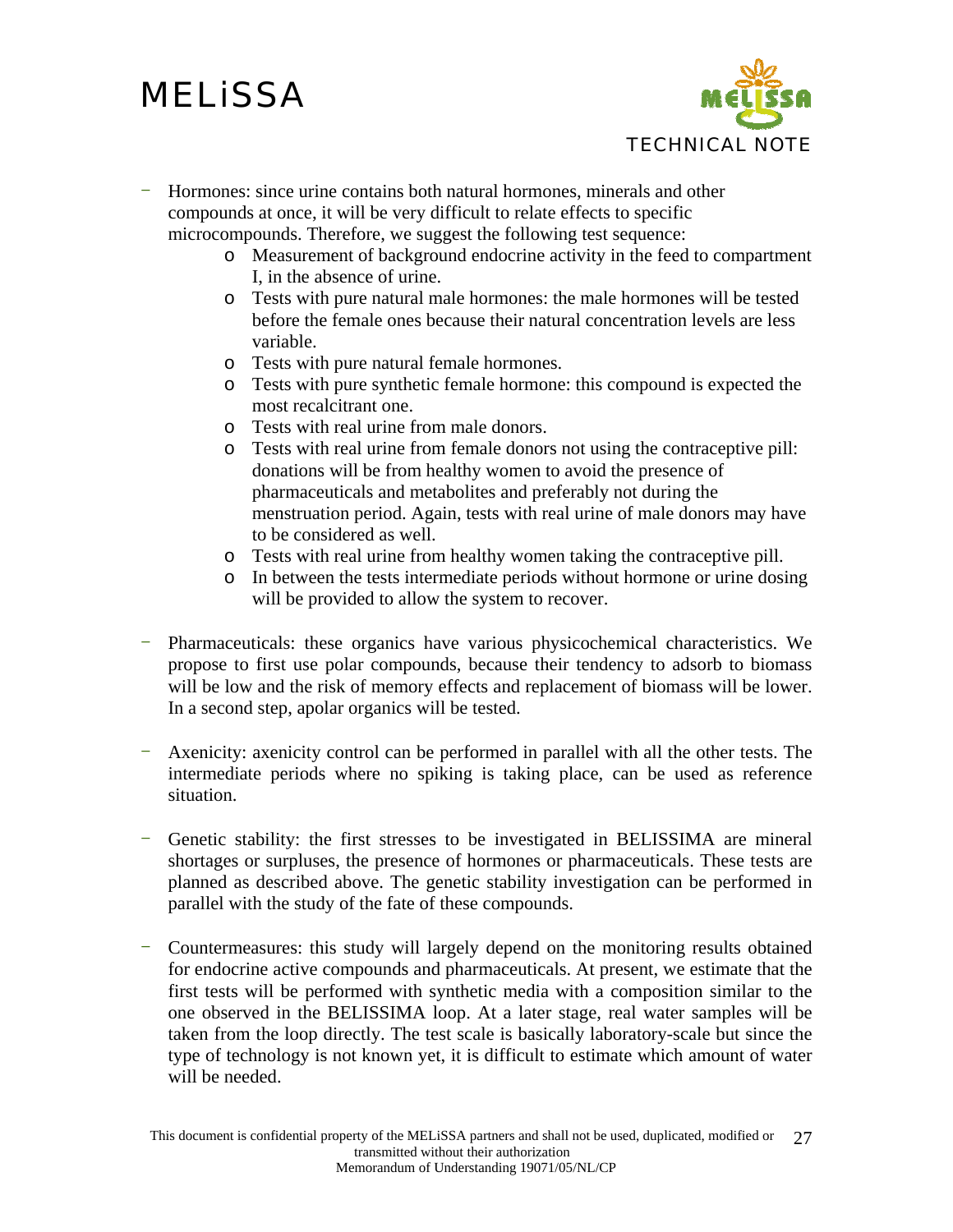- Hormones: since urine contains both natural hormones, minerals and other compounds at once, it will be very difficult to relate effects to specific microcompounds. Therefore, we suggest the following test sequence:
    - Measurement of background endocrine activity in the feed to compartment I, in the absence of urine.
    - Tests with pure natural male hormones: the male hormones will be tested before the female ones because their natural concentration levels are less variable.
    - Tests with pure natural female hormones.
    - Tests with pure synthetic female hormone: this compound is expected the most recalcitrant one.
    - Tests with real urine from male donors.
    - Tests with real urine from female donors not using the contraceptive pill: donations will be from healthy women to avoid the presence of pharmaceuticals and metabolites and preferably not during the menstruation period. Again, tests with real urine of male donors may have to be considered as well.
    - Tests with real urine from healthy women taking the contraceptive pill.
    - In between the tests intermediate periods without hormone or urine dosing will be provided to allow the system to recover.

- Pharmaceuticals: these organics have various physicochemical characteristics. We propose to first use polar compounds, because their tendency to adsorb to biomass will be low and the risk of memory effects and replacement of biomass will be lower. In a second step, apolar organics will be tested.

- Axenicity: axenicity control can be performed in parallel with all the other tests. The intermediate periods where no spiking is taking place, can be used as reference situation.

- Genetic stability: the first stresses to be investigated in BELISSIMA are mineral shortages or surpluses, the presence of hormones or pharmaceuticals. These tests are planned as described above. The genetic stability investigation can be performed in parallel with the study of the fate of these compounds.

- Countermeasures: this study will largely depend on the monitoring results obtained for endocrine active compounds and pharmaceuticals. At present, we estimate that the first tests will be performed with synthetic media with a composition similar to the one observed in the BELISSIMA loop. At a later stage, real water samples will be taken from the loop directly. The test scale is basically laboratory-scale but since the type of technology is not known yet, it is difficult to estimate which amount of water will be needed.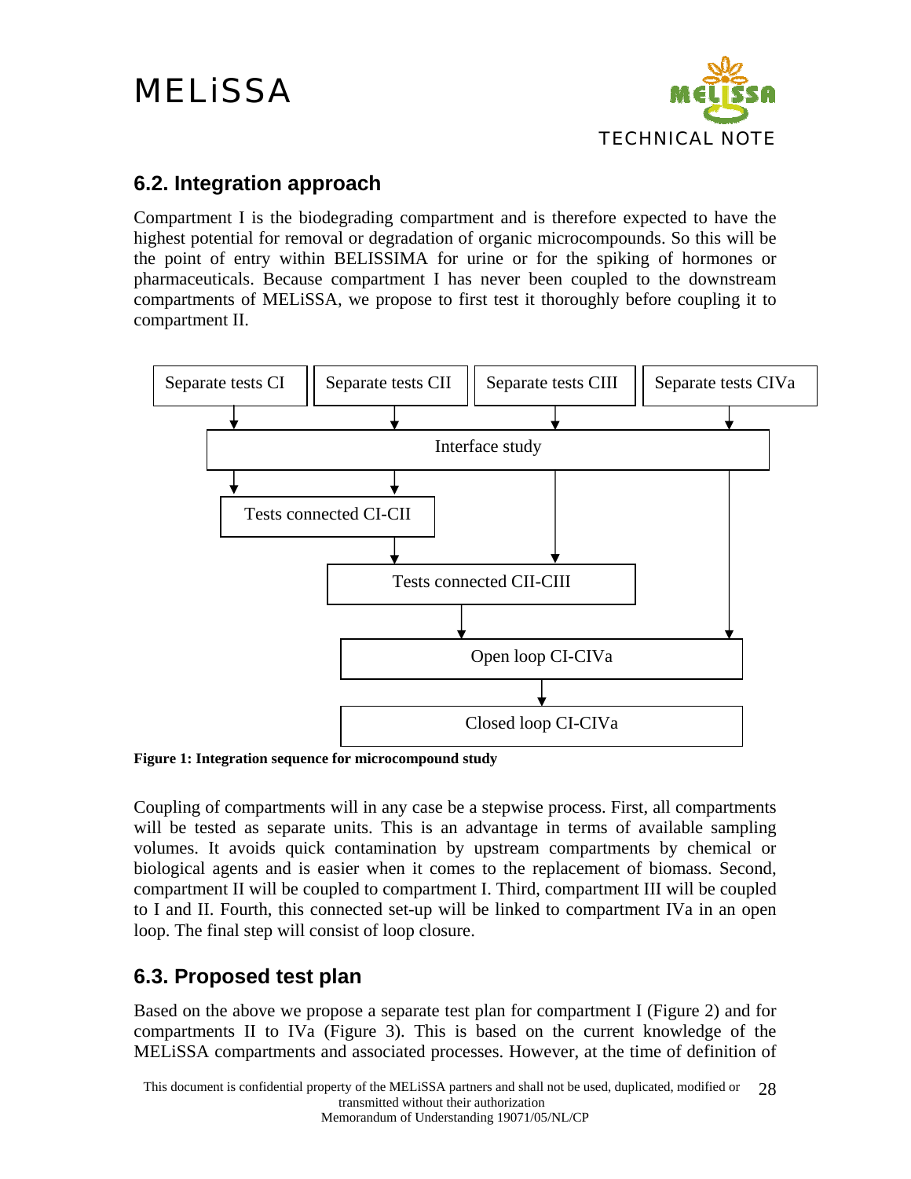## 6.2. Integration approach

Compartment I is the biodegrading compartment and is therefore expected to have the highest potential for removal or degradation of organic microcompounds. So this will be the point of entry within BELISSIMA for urine or for the spiking of hormones or pharmaceuticals. Because compartment I has never been coupled to the downstream compartments of MELiSSA, we propose to first test it thoroughly before coupling it to compartment II.

Separate tests CI | Separate tests CII | Separate tests CIII | Separate tests CIVa

Interface study

Tests connected CI-CII

Tests connected CII-CIII

Open loop CI-CIVa

Closed loop CI-CIVa

**Figure 1: Integration sequence for microcompound study**

Coupling of compartments will in any case be a stepwise process. First, all compartments will be tested as separate units. This is an advantage in terms of available sampling volumes. It avoids quick contamination by upstream compartments by chemical or biological agents and is easier when it comes to the replacement of biomass. Second, compartment II will be coupled to compartment I. Third, compartment III will be coupled to I and II. Fourth, this connected set-up will be linked to compartment IVa in an open loop. The final step will consist of loop closure.

## 6.3. Proposed test plan

Based on the above we propose a separate test plan for compartment I (Figure 2) and for compartments II to IVa (Figure 3). This is based on the current knowledge of the MELiSSA compartments and associated processes. However, at the time of definition of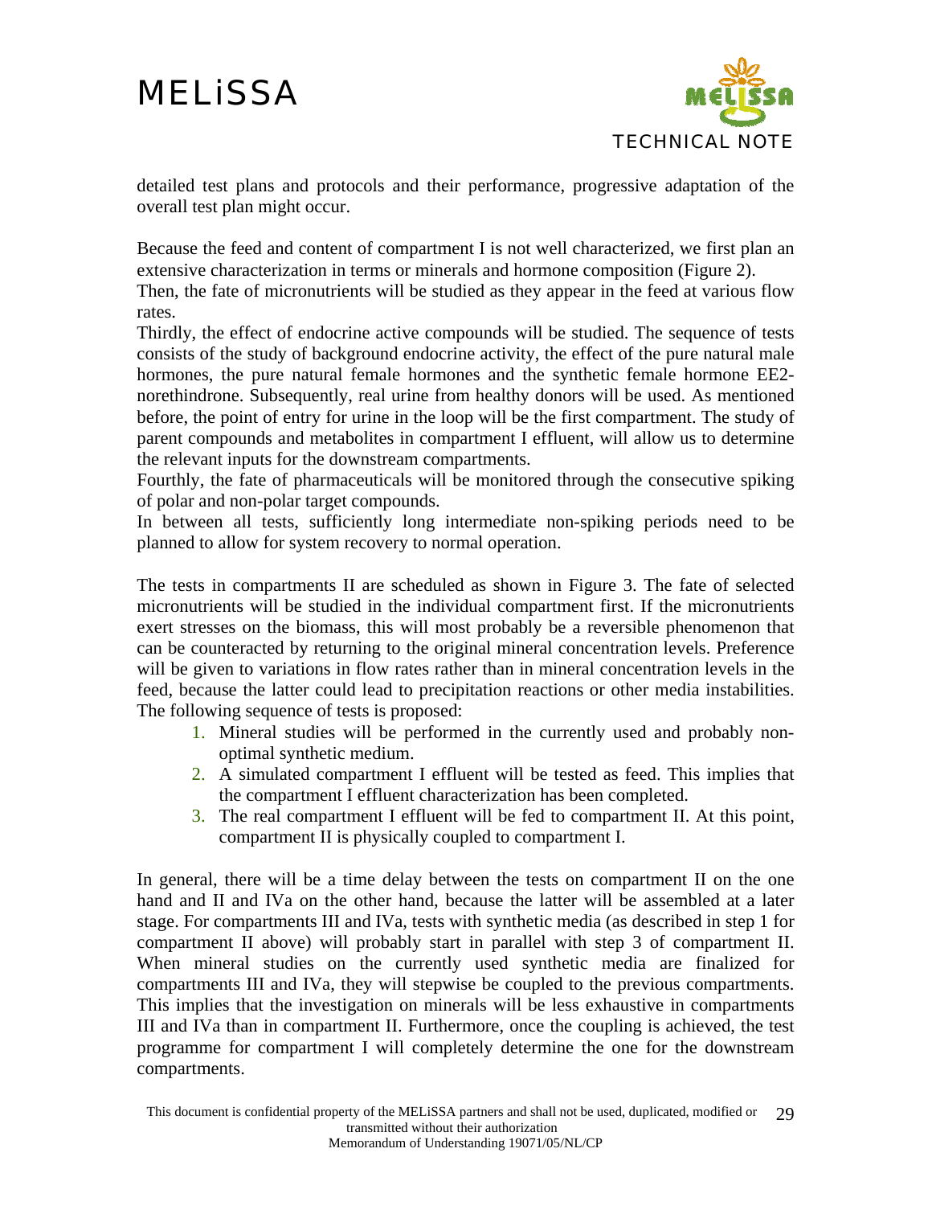detailed test plans and protocols and their performance, progressive adaptation of the overall test plan might occur.

Because the feed and content of compartment I is not well characterized, we first plan an extensive characterization in terms or minerals and hormone composition (Figure 2).
Then, the fate of micronutrients will be studied as they appear in the feed at various flow rates.
Thirdly, the effect of endocrine active compounds will be studied. The sequence of tests consists of the study of background endocrine activity, the effect of the pure natural male hormones, the pure natural female hormones and the synthetic female hormone EE2-norethindrone. Subsequently, real urine from healthy donors will be used. As mentioned before, the point of entry for urine in the loop will be the first compartment. The study of parent compounds and metabolites in compartment I effluent, will allow us to determine the relevant inputs for the downstream compartments.
Fourthly, the fate of pharmaceuticals will be monitored through the consecutive spiking of polar and non-polar target compounds.
In between all tests, sufficiently long intermediate non-spiking periods need to be planned to allow for system recovery to normal operation.

The tests in compartments II are scheduled as shown in Figure 3. The fate of selected micronutrients will be studied in the individual compartment first. If the micronutrients exert stresses on the biomass, this will most probably be a reversible phenomenon that can be counteracted by returning to the original mineral concentration levels. Preference will be given to variations in flow rates rather than in mineral concentration levels in the feed, because the latter could lead to precipitation reactions or other media instabilities. The following sequence of tests is proposed:

1. Mineral studies will be performed in the currently used and probably non-optimal synthetic medium.
2. A simulated compartment I effluent will be tested as feed. This implies that the compartment I effluent characterization has been completed.
3. The real compartment I effluent will be fed to compartment II. At this point, compartment II is physically coupled to compartment I.

In general, there will be a time delay between the tests on compartment II on the one hand and II and IVa on the other hand, because the latter will be assembled at a later stage. For compartments III and IVa, tests with synthetic media (as described in step 1 for compartment II above) will probably start in parallel with step 3 of compartment II. When mineral studies on the currently used synthetic media are finalized for compartments III and IVa, they will stepwise be coupled to the previous compartments. This implies that the investigation on minerals will be less exhaustive in compartments III and IVa than in compartment II. Furthermore, once the coupling is achieved, the test programme for compartment I will completely determine the one for the downstream compartments.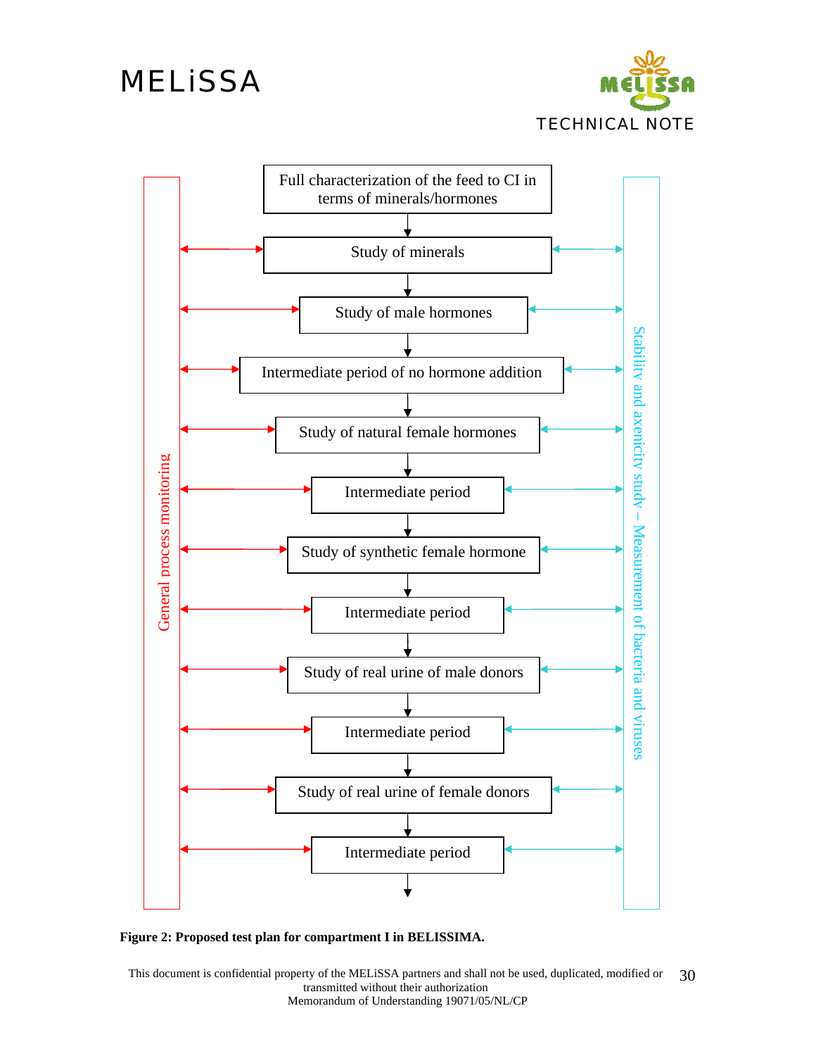Full characterization of the feed to CI in terms of minerals/hormones

↓

Study of minerals

↓

Study of male hormones

↓

Intermediate period of no hormone addition

↓

Study of natural female hormones

↓

Intermediate period

↓

Study of synthetic female hormone

↓

Intermediate period

↓

Study of real urine of male donors

↓

Intermediate period

↓

Study of real urine of female donors

↓

Intermediate period

↓

General process monitoring

Stability and axenicity study – Measurement of bacteria and viruses

**Figure 2: Proposed test plan for compartment I in BELISSIMA.**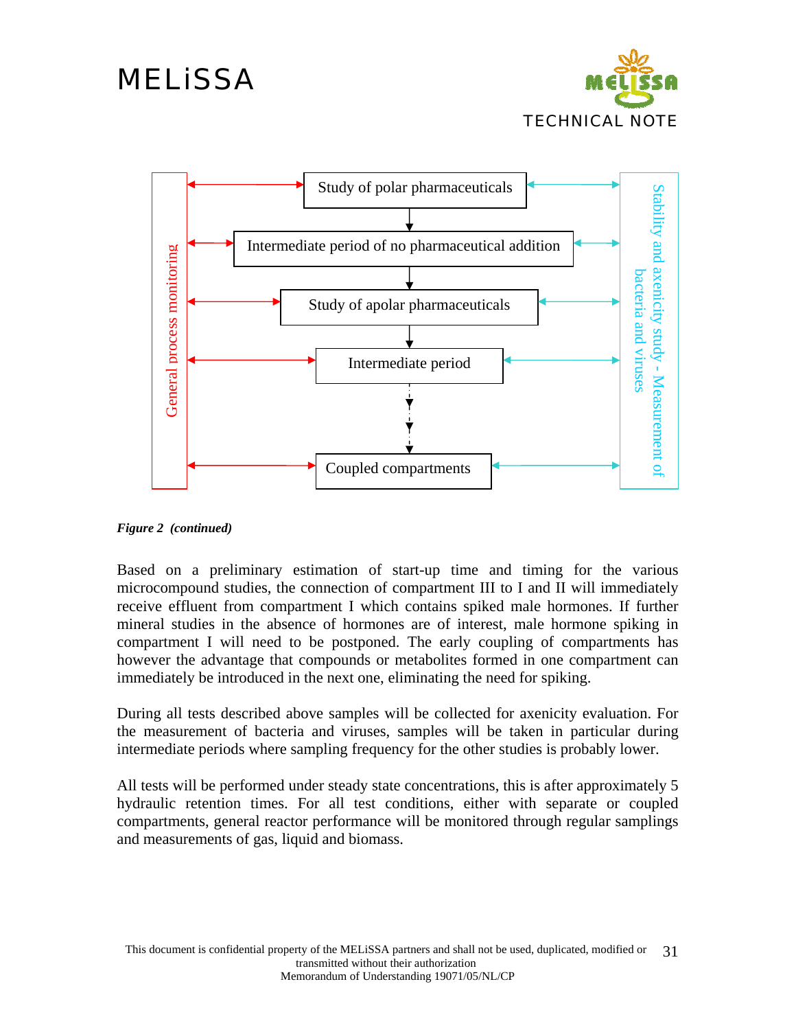General process monitoring

Study of polar pharmaceuticals

Intermediate period of no pharmaceutical addition

Study of apolar pharmaceuticals

Intermediate period

Coupled compartments

Stability and axenicity study - Measurement of bacteria and viruses

***Figure 2 (continued)***

Based on a preliminary estimation of start-up time and timing for the various microcompound studies, the connection of compartment III to I and II will immediately receive effluent from compartment I which contains spiked male hormones. If further mineral studies in the absence of hormones are of interest, male hormone spiking in compartment I will need to be postponed. The early coupling of compartments has however the advantage that compounds or metabolites formed in one compartment can immediately be introduced in the next one, eliminating the need for spiking.

During all tests described above samples will be collected for axenicity evaluation. For the measurement of bacteria and viruses, samples will be taken in particular during intermediate periods where sampling frequency for the other studies is probably lower.

All tests will be performed under steady state concentrations, this is after approximately 5 hydraulic retention times. For all test conditions, either with separate or coupled compartments, general reactor performance will be monitored through regular samplings and measurements of gas, liquid and biomass.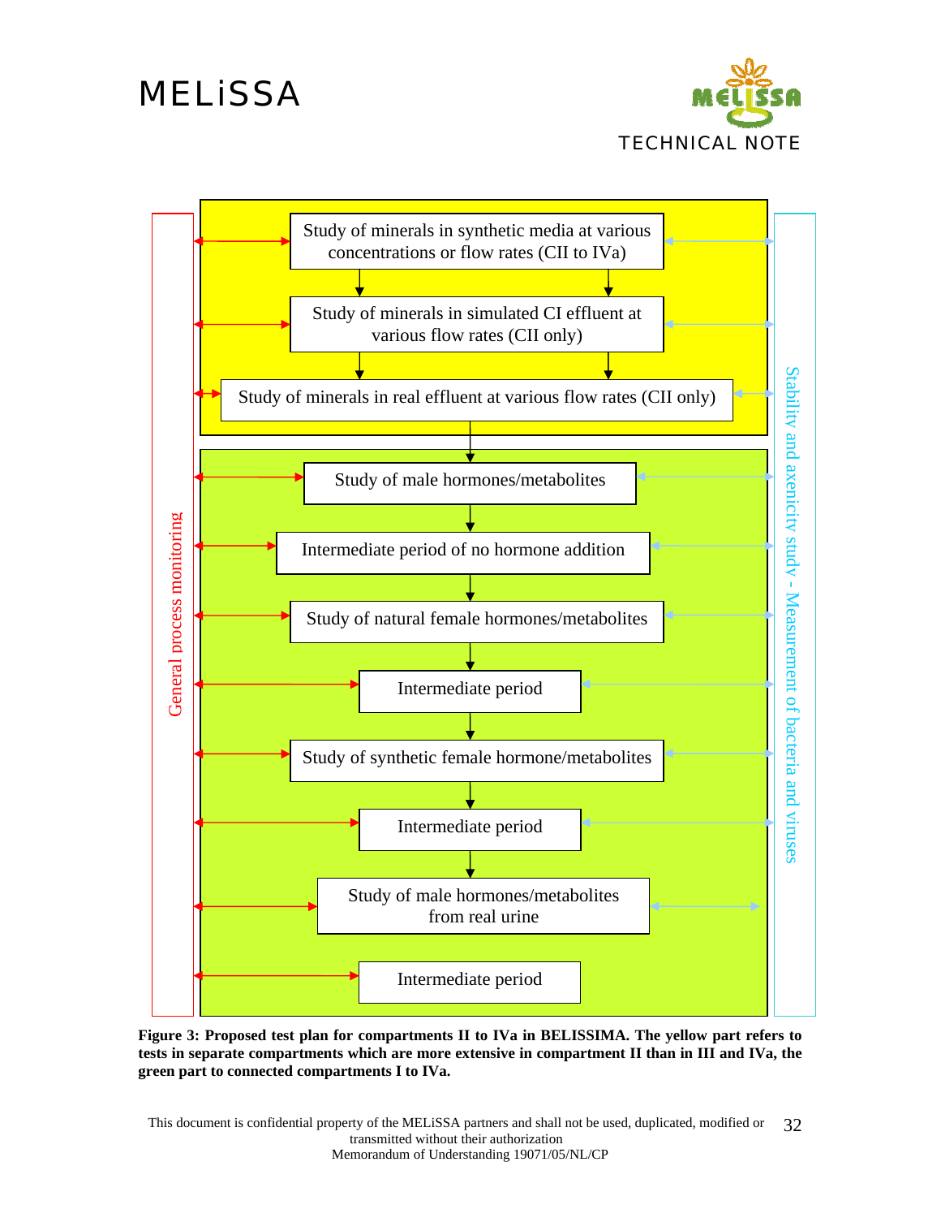Study of minerals in synthetic media at various concentrations or flow rates (CII to IVa)

Study of minerals in simulated CI effluent at various flow rates (CII only)

Study of minerals in real effluent at various flow rates (CII only)

Study of male hormones/metabolites

Intermediate period of no hormone addition

Study of natural female hormones/metabolites

Intermediate period

Study of synthetic female hormone/metabolites

Intermediate period

Study of male hormones/metabolites from real urine

Intermediate period

General process monitoring

Stability and axenicity study - Measurement of bacteria and viruses

**Figure 3: Proposed test plan for compartments II to IVa in BELISSIMA. The yellow part refers to tests in separate compartments which are more extensive in compartment II than in III and IVa, the green part to connected compartments I to IVa.**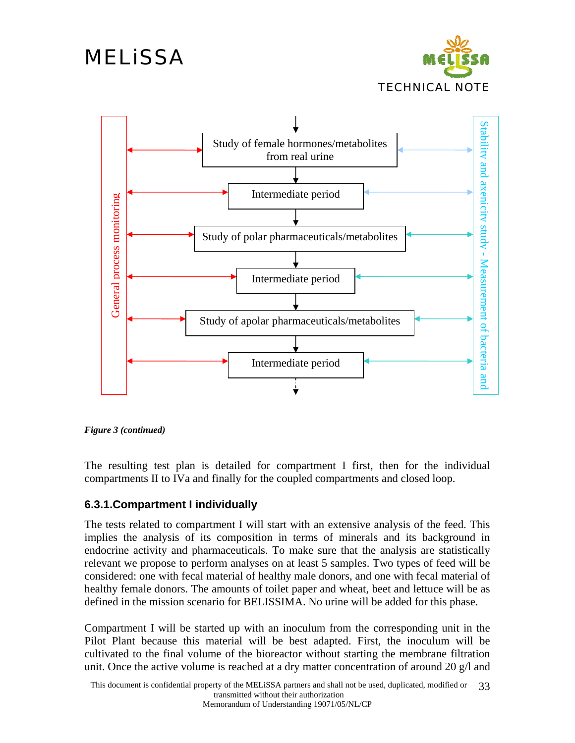General process monitoring

Study of female hormones/metabolites from real urine

Intermediate period

Study of polar pharmaceuticals/metabolites

Intermediate period

Study of apolar pharmaceuticals/metabolites

Intermediate period

Stability and axenicity study - Measurement of bacteria and

***Figure 3 (continued)***

The resulting test plan is detailed for compartment I first, then for the individual compartments II to IVa and finally for the coupled compartments and closed loop.

### 6.3.1. Compartment I individually

The tests related to compartment I will start with an extensive analysis of the feed. This implies the analysis of its composition in terms of minerals and its background in endocrine activity and pharmaceuticals. To make sure that the analysis are statistically relevant we propose to perform analyses on at least 5 samples. Two types of feed will be considered: one with fecal material of healthy male donors, and one with fecal material of healthy female donors. The amounts of toilet paper and wheat, beet and lettuce will be as defined in the mission scenario for BELISSIMA. No urine will be added for this phase.

Compartment I will be started up with an inoculum from the corresponding unit in the Pilot Plant because this material will be best adapted. First, the inoculum will be cultivated to the final volume of the bioreactor without starting the membrane filtration unit. Once the active volume is reached at a dry matter concentration of around 20 g/l and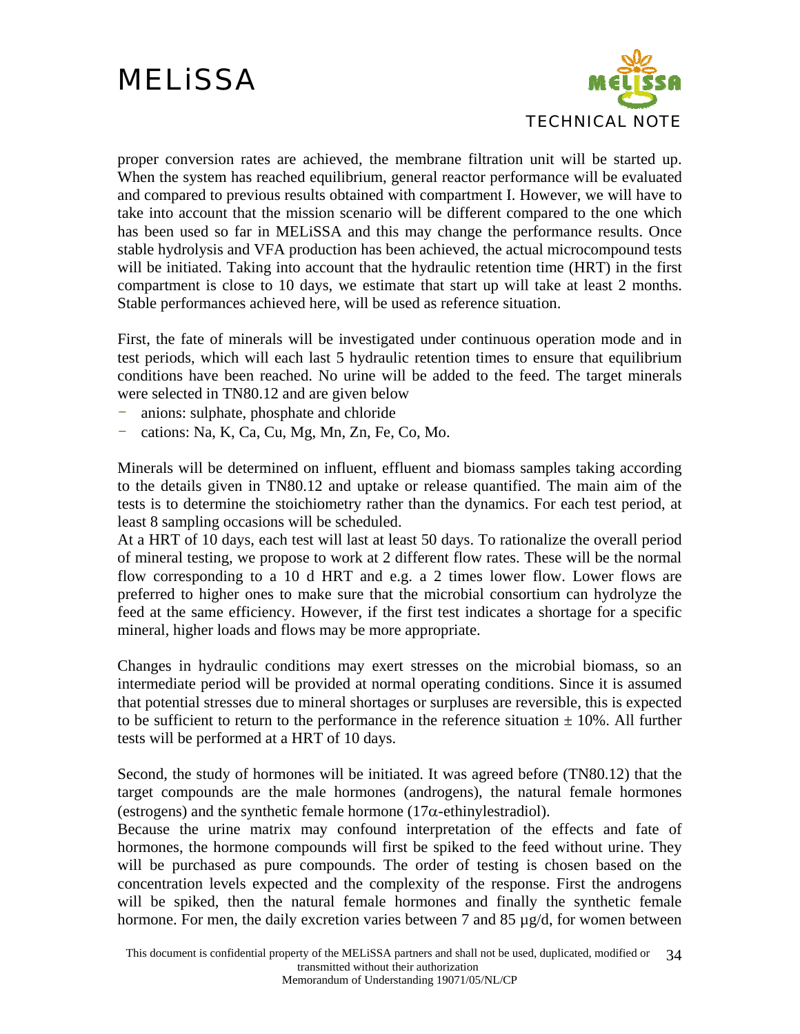proper conversion rates are achieved, the membrane filtration unit will be started up. When the system has reached equilibrium, general reactor performance will be evaluated and compared to previous results obtained with compartment I. However, we will have to take into account that the mission scenario will be different compared to the one which has been used so far in MELiSSA and this may change the performance results. Once stable hydrolysis and VFA production has been achieved, the actual microcompound tests will be initiated. Taking into account that the hydraulic retention time (HRT) in the first compartment is close to 10 days, we estimate that start up will take at least 2 months. Stable performances achieved here, will be used as reference situation.

First, the fate of minerals will be investigated under continuous operation mode and in test periods, which will each last 5 hydraulic retention times to ensure that equilibrium conditions have been reached. No urine will be added to the feed. The target minerals were selected in TN80.12 and are given below

- anions: sulphate, phosphate and chloride
- cations: Na, K, Ca, Cu, Mg, Mn, Zn, Fe, Co, Mo.

Minerals will be determined on influent, effluent and biomass samples taking according to the details given in TN80.12 and uptake or release quantified. The main aim of the tests is to determine the stoichiometry rather than the dynamics. For each test period, at least 8 sampling occasions will be scheduled.

At a HRT of 10 days, each test will last at least 50 days. To rationalize the overall period of mineral testing, we propose to work at 2 different flow rates. These will be the normal flow corresponding to a 10 d HRT and e.g. a 2 times lower flow. Lower flows are preferred to higher ones to make sure that the microbial consortium can hydrolyze the feed at the same efficiency. However, if the first test indicates a shortage for a specific mineral, higher loads and flows may be more appropriate.

Changes in hydraulic conditions may exert stresses on the microbial biomass, so an intermediate period will be provided at normal operating conditions. Since it is assumed that potential stresses due to mineral shortages or surpluses are reversible, this is expected to be sufficient to return to the performance in the reference situation ± 10%. All further tests will be performed at a HRT of 10 days.

Second, the study of hormones will be initiated. It was agreed before (TN80.12) that the target compounds are the male hormones (androgens), the natural female hormones (estrogens) and the synthetic female hormone (17$\alpha$-ethinylestradiol).

Because the urine matrix may confound interpretation of the effects and fate of hormones, the hormone compounds will first be spiked to the feed without urine. They will be purchased as pure compounds. The order of testing is chosen based on the concentration levels expected and the complexity of the response. First the androgens will be spiked, then the natural female hormones and finally the synthetic female hormone. For men, the daily excretion varies between 7 and 85 µg/d, for women between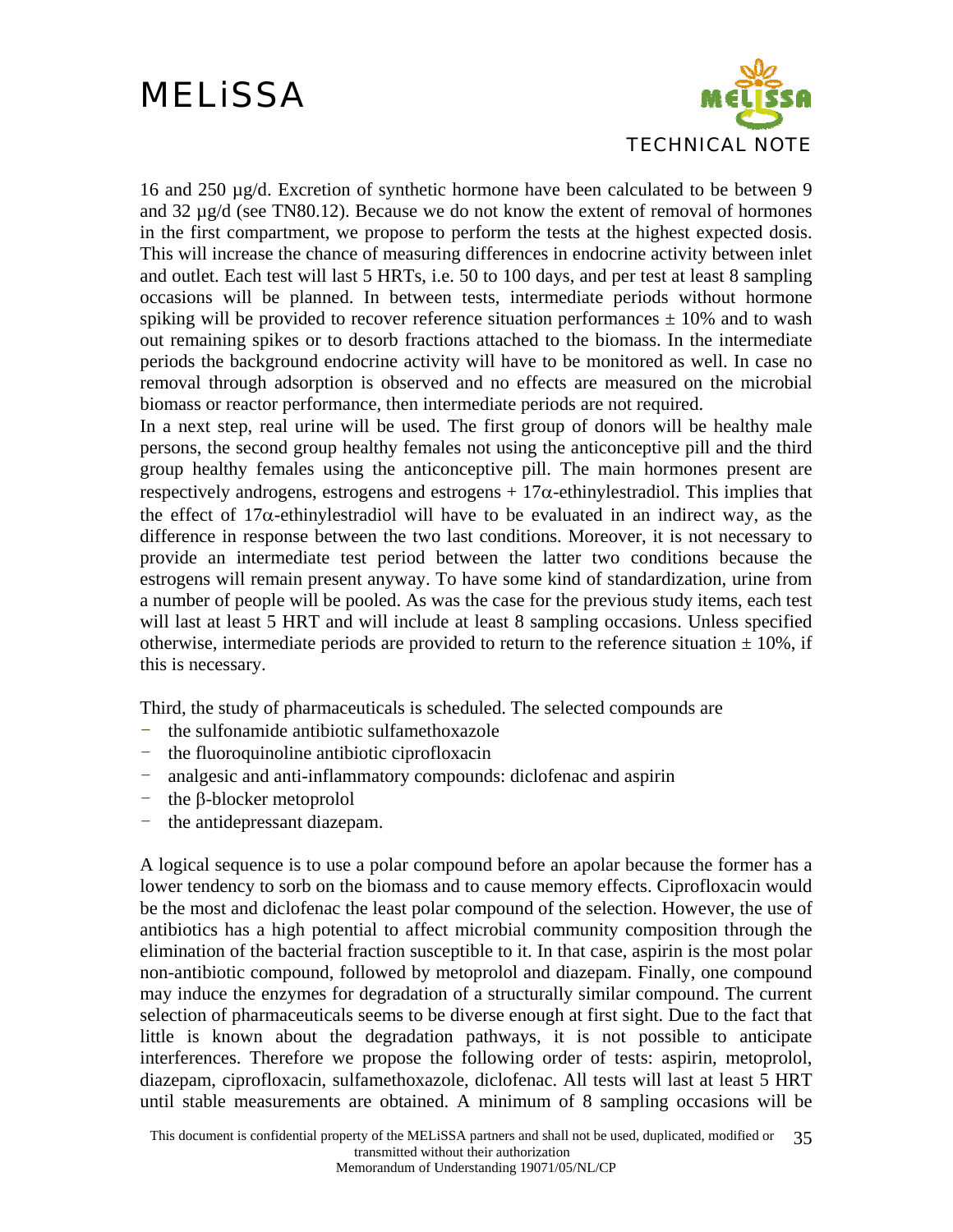16 and 250 µg/d. Excretion of synthetic hormone have been calculated to be between 9 and 32 µg/d (see TN80.12). Because we do not know the extent of removal of hormones in the first compartment, we propose to perform the tests at the highest expected dosis. This will increase the chance of measuring differences in endocrine activity between inlet and outlet. Each test will last 5 HRTs, i.e. 50 to 100 days, and per test at least 8 sampling occasions will be planned. In between tests, intermediate periods without hormone spiking will be provided to recover reference situation performances ± 10% and to wash out remaining spikes or to desorb fractions attached to the biomass. In the intermediate periods the background endocrine activity will have to be monitored as well. In case no removal through adsorption is observed and no effects are measured on the microbial biomass or reactor performance, then intermediate periods are not required.

In a next step, real urine will be used. The first group of donors will be healthy male persons, the second group healthy females not using the anticonceptive pill and the third group healthy females using the anticonceptive pill. The main hormones present are respectively androgens, estrogens and estrogens + 17α-ethinylestradiol. This implies that the effect of 17α-ethinylestradiol will have to be evaluated in an indirect way, as the difference in response between the two last conditions. Moreover, it is not necessary to provide an intermediate test period between the latter two conditions because the estrogens will remain present anyway. To have some kind of standardization, urine from a number of people will be pooled. As was the case for the previous study items, each test will last at least 5 HRT and will include at least 8 sampling occasions. Unless specified otherwise, intermediate periods are provided to return to the reference situation ± 10%, if this is necessary.

Third, the study of pharmaceuticals is scheduled. The selected compounds are

- the sulfonamide antibiotic sulfamethoxazole
- the fluoroquinoline antibiotic ciprofloxacin
- analgesic and anti-inflammatory compounds: diclofenac and aspirin
- the β-blocker metoprolol
- the antidepressant diazepam.

A logical sequence is to use a polar compound before an apolar because the former has a lower tendency to sorb on the biomass and to cause memory effects. Ciprofloxacin would be the most and diclofenac the least polar compound of the selection. However, the use of antibiotics has a high potential to affect microbial community composition through the elimination of the bacterial fraction susceptible to it. In that case, aspirin is the most polar non-antibiotic compound, followed by metoprolol and diazepam. Finally, one compound may induce the enzymes for degradation of a structurally similar compound. The current selection of pharmaceuticals seems to be diverse enough at first sight. Due to the fact that little is known about the degradation pathways, it is not possible to anticipate interferences. Therefore we propose the following order of tests: aspirin, metoprolol, diazepam, ciprofloxacin, sulfamethoxazole, diclofenac. All tests will last at least 5 HRT until stable measurements are obtained. A minimum of 8 sampling occasions will be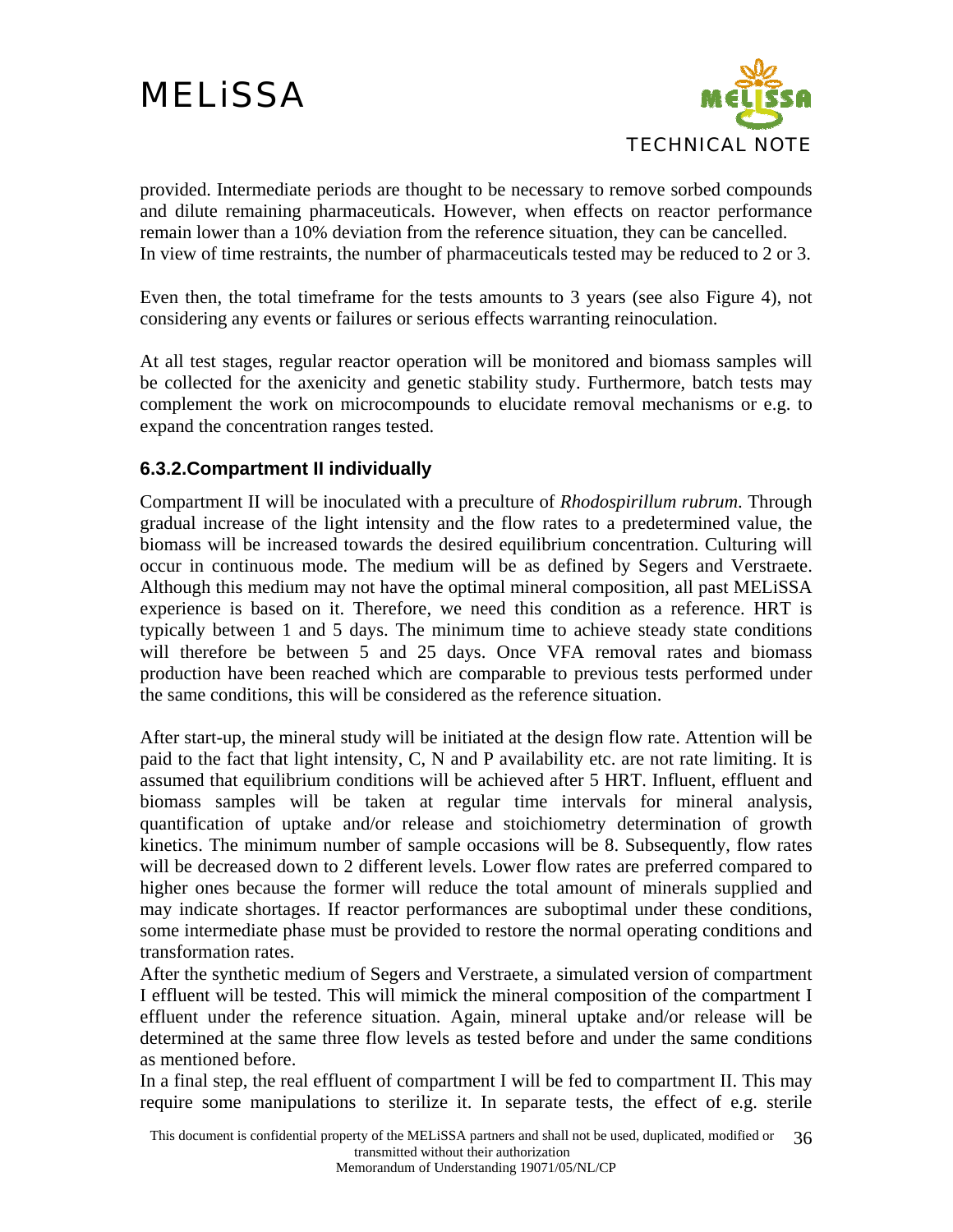provided. Intermediate periods are thought to be necessary to remove sorbed compounds and dilute remaining pharmaceuticals. However, when effects on reactor performance remain lower than a 10% deviation from the reference situation, they can be cancelled. In view of time restraints, the number of pharmaceuticals tested may be reduced to 2 or 3.

Even then, the total timeframe for the tests amounts to 3 years (see also Figure 4), not considering any events or failures or serious effects warranting reinoculation.

At all test stages, regular reactor operation will be monitored and biomass samples will be collected for the axenicity and genetic stability study. Furthermore, batch tests may complement the work on microcompounds to elucidate removal mechanisms or e.g. to expand the concentration ranges tested.

### 6.3.2. Compartment II individually

Compartment II will be inoculated with a preculture of *Rhodospirillum rubrum*. Through gradual increase of the light intensity and the flow rates to a predetermined value, the biomass will be increased towards the desired equilibrium concentration. Culturing will occur in continuous mode. The medium will be as defined by Segers and Verstraete. Although this medium may not have the optimal mineral composition, all past MELiSSA experience is based on it. Therefore, we need this condition as a reference. HRT is typically between 1 and 5 days. The minimum time to achieve steady state conditions will therefore be between 5 and 25 days. Once VFA removal rates and biomass production have been reached which are comparable to previous tests performed under the same conditions, this will be considered as the reference situation.

After start-up, the mineral study will be initiated at the design flow rate. Attention will be paid to the fact that light intensity, C, N and P availability etc. are not rate limiting. It is assumed that equilibrium conditions will be achieved after 5 HRT. Influent, effluent and biomass samples will be taken at regular time intervals for mineral analysis, quantification of uptake and/or release and stoichiometry determination of growth kinetics. The minimum number of sample occasions will be 8. Subsequently, flow rates will be decreased down to 2 different levels. Lower flow rates are preferred compared to higher ones because the former will reduce the total amount of minerals supplied and may indicate shortages. If reactor performances are suboptimal under these conditions, some intermediate phase must be provided to restore the normal operating conditions and transformation rates.

After the synthetic medium of Segers and Verstraete, a simulated version of compartment I effluent will be tested. This will mimick the mineral composition of the compartment I effluent under the reference situation. Again, mineral uptake and/or release will be determined at the same three flow levels as tested before and under the same conditions as mentioned before.

In a final step, the real effluent of compartment I will be fed to compartment II. This may require some manipulations to sterilize it. In separate tests, the effect of e.g. sterile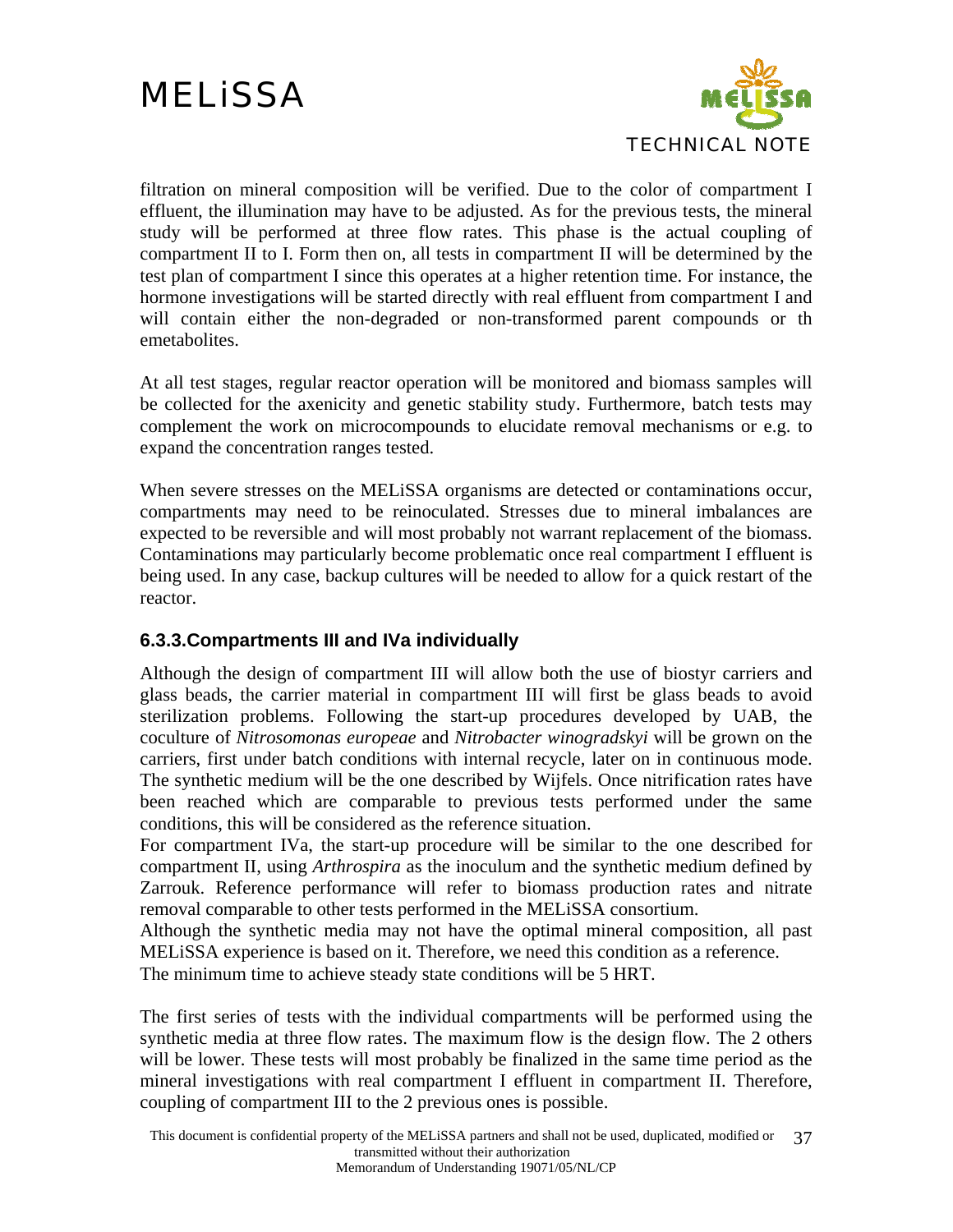filtration on mineral composition will be verified. Due to the color of compartment I effluent, the illumination may have to be adjusted. As for the previous tests, the mineral study will be performed at three flow rates. This phase is the actual coupling of compartment II to I. Form then on, all tests in compartment II will be determined by the test plan of compartment I since this operates at a higher retention time. For instance, the hormone investigations will be started directly with real effluent from compartment I and will contain either the non-degraded or non-transformed parent compounds or th emetabolites.

At all test stages, regular reactor operation will be monitored and biomass samples will be collected for the axenicity and genetic stability study. Furthermore, batch tests may complement the work on microcompounds to elucidate removal mechanisms or e.g. to expand the concentration ranges tested.

When severe stresses on the MELiSSA organisms are detected or contaminations occur, compartments may need to be reinoculated. Stresses due to mineral imbalances are expected to be reversible and will most probably not warrant replacement of the biomass. Contaminations may particularly become problematic once real compartment I effluent is being used. In any case, backup cultures will be needed to allow for a quick restart of the reactor.

### 6.3.3.Compartments III and IVa individually

Although the design of compartment III will allow both the use of biostyr carriers and glass beads, the carrier material in compartment III will first be glass beads to avoid sterilization problems. Following the start-up procedures developed by UAB, the coculture of *Nitrosomonas europeae* and *Nitrobacter winogradskyi* will be grown on the carriers, first under batch conditions with internal recycle, later on in continuous mode. The synthetic medium will be the one described by Wijfels. Once nitrification rates have been reached which are comparable to previous tests performed under the same conditions, this will be considered as the reference situation.

For compartment IVa, the start-up procedure will be similar to the one described for compartment II, using *Arthrospira* as the inoculum and the synthetic medium defined by Zarrouk. Reference performance will refer to biomass production rates and nitrate removal comparable to other tests performed in the MELiSSA consortium.

Although the synthetic media may not have the optimal mineral composition, all past MELiSSA experience is based on it. Therefore, we need this condition as a reference.

The minimum time to achieve steady state conditions will be 5 HRT.

The first series of tests with the individual compartments will be performed using the synthetic media at three flow rates. The maximum flow is the design flow. The 2 others will be lower. These tests will most probably be finalized in the same time period as the mineral investigations with real compartment I effluent in compartment II. Therefore, coupling of compartment III to the 2 previous ones is possible.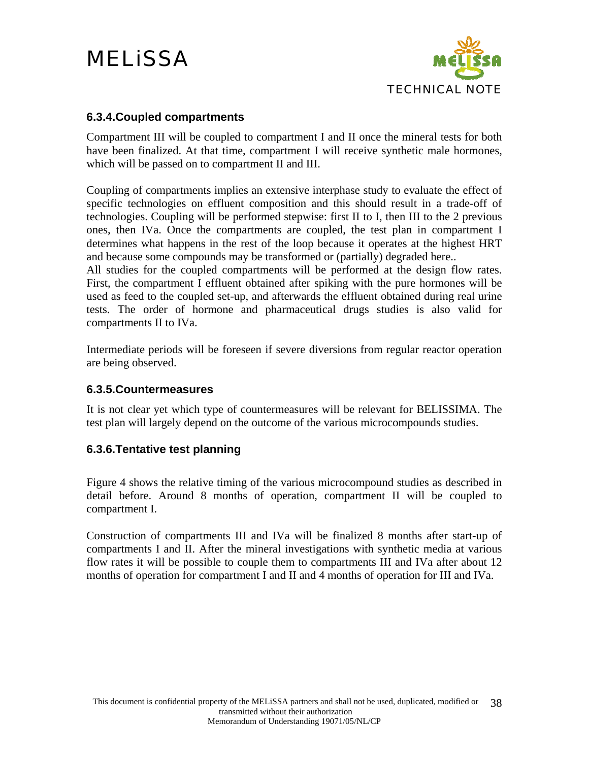### 6.3.4. Coupled compartments

Compartment III will be coupled to compartment I and II once the mineral tests for both have been finalized. At that time, compartment I will receive synthetic male hormones, which will be passed on to compartment II and III.

Coupling of compartments implies an extensive interphase study to evaluate the effect of specific technologies on effluent composition and this should result in a trade-off of technologies. Coupling will be performed stepwise: first II to I, then III to the 2 previous ones, then IVa. Once the compartments are coupled, the test plan in compartment I determines what happens in the rest of the loop because it operates at the highest HRT and because some compounds may be transformed or (partially) degraded here..
All studies for the coupled compartments will be performed at the design flow rates. First, the compartment I effluent obtained after spiking with the pure hormones will be used as feed to the coupled set-up, and afterwards the effluent obtained during real urine tests. The order of hormone and pharmaceutical drugs studies is also valid for compartments II to IVa.

Intermediate periods will be foreseen if severe diversions from regular reactor operation are being observed.

### 6.3.5. Countermeasures

It is not clear yet which type of countermeasures will be relevant for BELISSIMA. The test plan will largely depend on the outcome of the various microcompounds studies.

### 6.3.6. Tentative test planning

Figure 4 shows the relative timing of the various microcompound studies as described in detail before. Around 8 months of operation, compartment II will be coupled to compartment I.

Construction of compartments III and IVa will be finalized 8 months after start-up of compartments I and II. After the mineral investigations with synthetic media at various flow rates it will be possible to couple them to compartments III and IVa after about 12 months of operation for compartment I and II and 4 months of operation for III and IVa.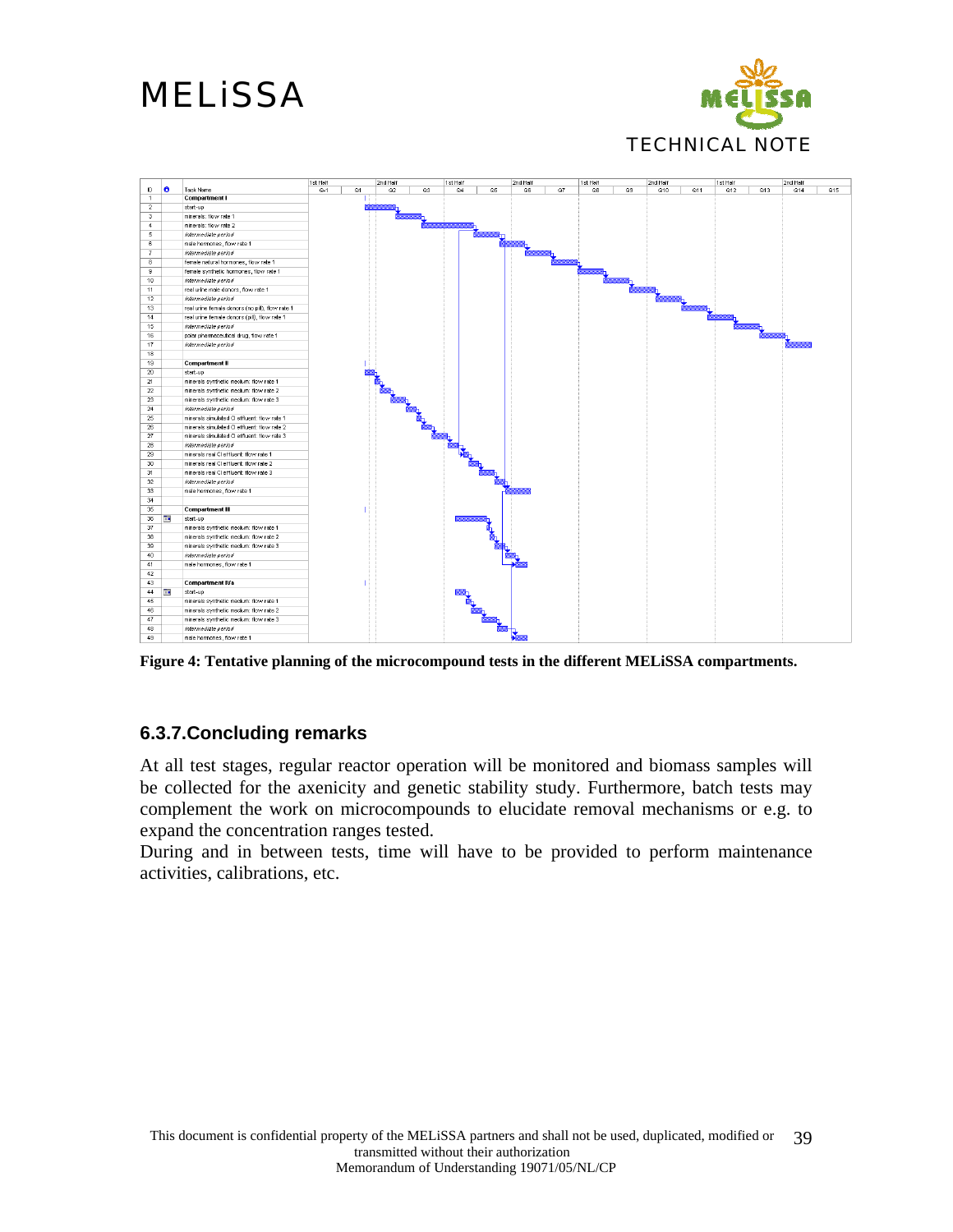| ID | Task Name |
|---|---|
| 1 | **Compartment I** |
| 2 | start-up |
| 3 | minerals: flow rate 1 |
| 4 | minerals: flow rate 2 |
| 5 | *intermediate period* |
| 6 | male hormones, flow rate 1 |
| 7 | *intermediate period* |
| 8 | female natural hormones, flow rate 1 |
| 9 | female synthetic hormones, flow rate 1 |
| 10 | *intermediate period* |
| 11 | real urine male donors, flow rate 1 |
| 12 | *intermediate period* |
| 13 | real urine female donors (no pill), flow rate 1 |
| 14 | real urine female donors (pill), flow rate 1 |
| 15 | *intermediate period* |
| 16 | polar pharmaceutical drug, flow rate 1 |
| 17 | *intermediate period* |
| 18 | |
| 19 | **Compartment II** |
| 20 | start-up |
| 21 | minerals synthetic medium: flow rate 1 |
| 22 | minerals synthetic medium: flow rate 2 |
| 23 | minerals synthetic medium: flow rate 3 |
| 24 | *intermediate period* |
| 25 | minerals simulated CI effluent: flow rate 1 |
| 26 | minerals simulated CI effluent: flow rate 2 |
| 27 | minerals simulated CI effluent: flow rate 3 |
| 28 | *intermediate period* |
| 29 | minerals real CI effluent: flow rate 1 |
| 30 | minerals real CI effluent: flow rate 2 |
| 31 | minerals real CI effluent: flow rate 3 |
| 32 | *intermediate period* |
| 33 | male hormones, flow rate 1 |
| 34 | |
| 35 | **Compartment III** |
| 36 | start-up |
| 37 | minerals synthetic medium: flow rate 1 |
| 38 | minerals synthetic medium: flow rate 2 |
| 39 | minerals synthetic medium: flow rate 3 |
| 40 | *intermediate period* |
| 41 | male hormones, flow rate 1 |
| 42 | |
| 43 | **Compartment IVa** |
| 44 | start-up |
| 45 | minerals synthetic medium: flow rate 1 |
| 46 | minerals synthetic medium: flow rate 2 |
| 47 | minerals synthetic medium: flow rate 3 |
| 48 | *intermediate period* |
| 49 | male hormones, flow rate 1 |

**Figure 4: Tentative planning of the microcompound tests in the different MELiSSA compartments.**

### 6.3.7. Concluding remarks

At all test stages, regular reactor operation will be monitored and biomass samples will be collected for the axenicity and genetic stability study. Furthermore, batch tests may complement the work on microcompounds to elucidate removal mechanisms or e.g. to expand the concentration ranges tested.

During and in between tests, time will have to be provided to perform maintenance activities, calibrations, etc.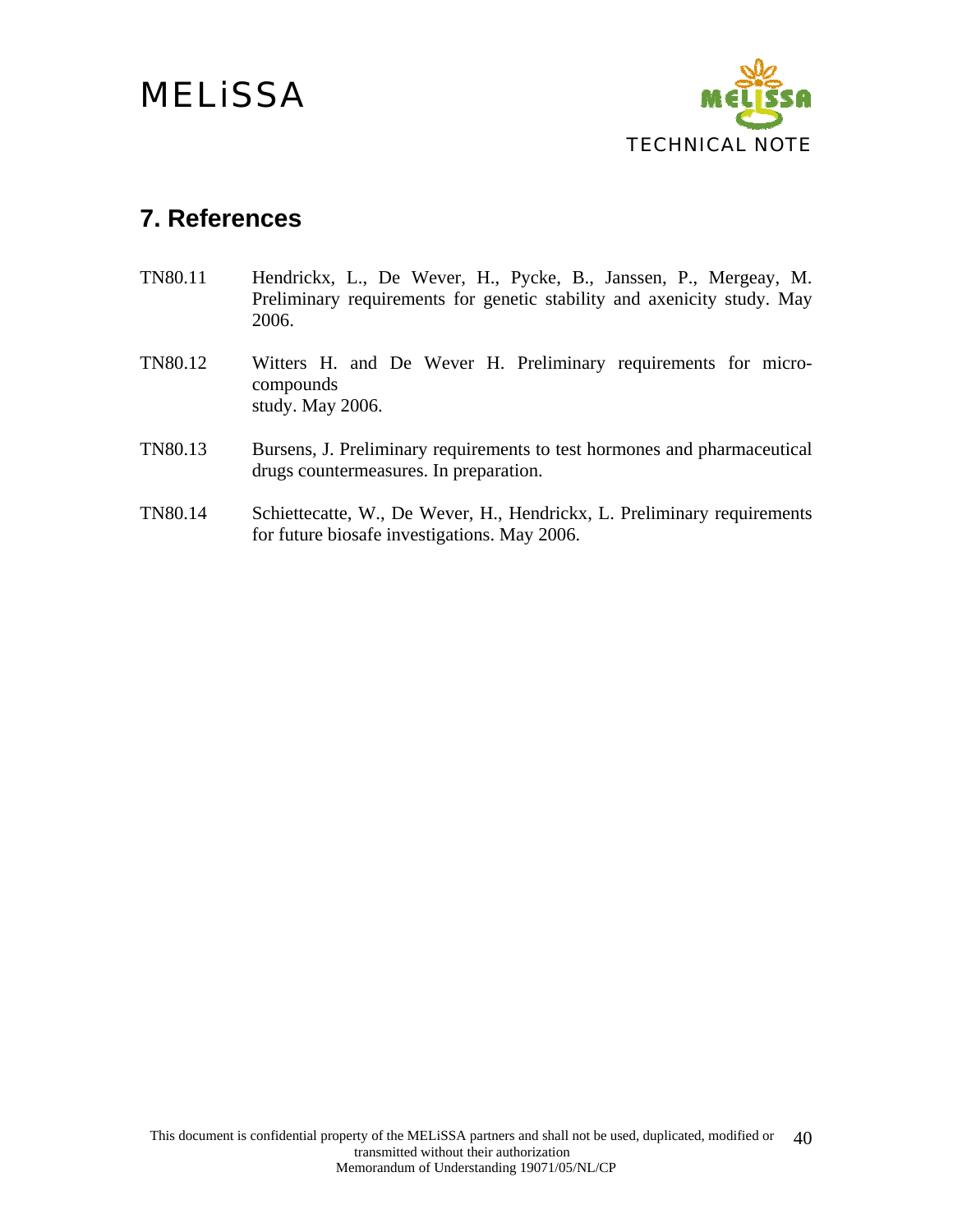## 7. References

TN80.11 Hendrickx, L., De Wever, H., Pycke, B., Janssen, P., Mergeay, M. Preliminary requirements for genetic stability and axenicity study. May 2006.

TN80.12 Witters H. and De Wever H. Preliminary requirements for micro-compounds study. May 2006.

TN80.13 Bursens, J. Preliminary requirements to test hormones and pharmaceutical drugs countermeasures. In preparation.

TN80.14 Schiettecatte, W., De Wever, H., Hendrickx, L. Preliminary requirements for future biosafe investigations. May 2006.